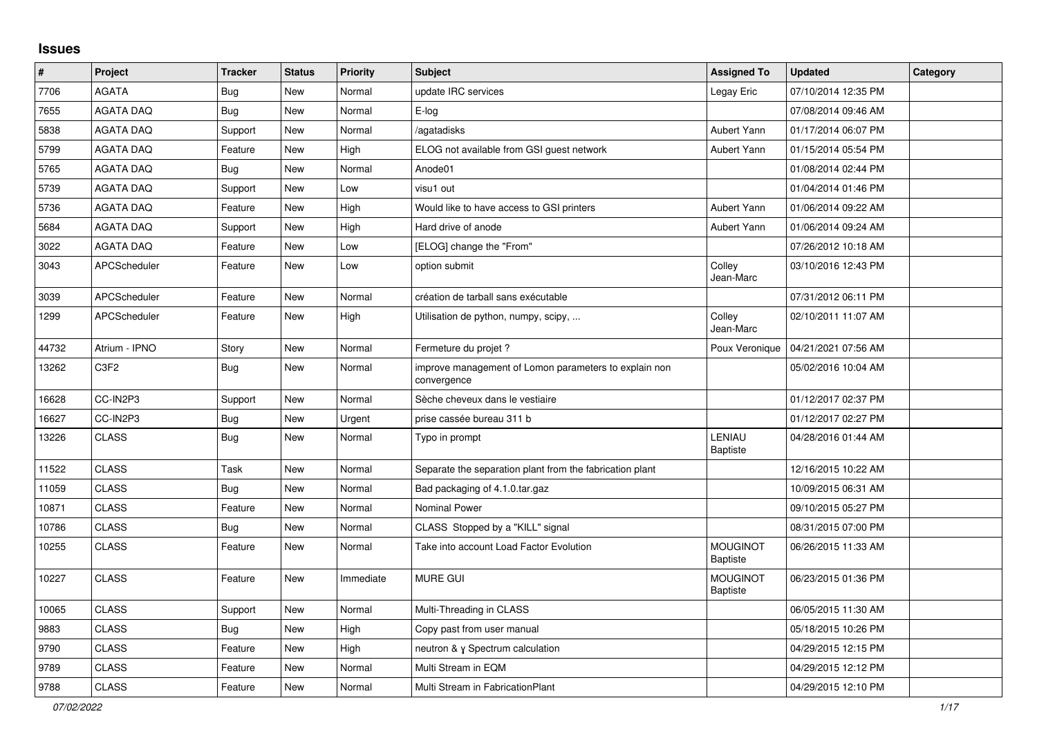# Issues

| # | Project | Tracker | Status | Priority | Subject | Assigned To | Updated | Category |
|---|---|---|---|---|---|---|---|---|
| 7706 | AGATA | Bug | New | Normal | update IRC services | Legay Eric | 07/10/2014 12:35 PM | |
| 7655 | AGATA DAQ | Bug | New | Normal | E-log | | 07/08/2014 09:46 AM | |
| 5838 | AGATA DAQ | Support | New | Normal | /agatadisks | Aubert Yann | 01/17/2014 06:07 PM | |
| 5799 | AGATA DAQ | Feature | New | High | ELOG not available from GSI guest network | Aubert Yann | 01/15/2014 05:54 PM | |
| 5765 | AGATA DAQ | Bug | New | Normal | Anode01 | | 01/08/2014 02:44 PM | |
| 5739 | AGATA DAQ | Support | New | Low | visu1 out | | 01/04/2014 01:46 PM | |
| 5736 | AGATA DAQ | Feature | New | High | Would like to have access to GSI printers | Aubert Yann | 01/06/2014 09:22 AM | |
| 5684 | AGATA DAQ | Support | New | High | Hard drive of anode | Aubert Yann | 01/06/2014 09:24 AM | |
| 3022 | AGATA DAQ | Feature | New | Low | [ELOG] change the "From" | | 07/26/2012 10:18 AM | |
| 3043 | APCScheduler | Feature | New | Low | option submit | Colley Jean-Marc | 03/10/2016 12:43 PM | |
| 3039 | APCScheduler | Feature | New | Normal | création de tarball sans exécutable | | 07/31/2012 06:11 PM | |
| 1299 | APCScheduler | Feature | New | High | Utilisation de python, numpy, scipy, ... | Colley Jean-Marc | 02/10/2011 11:07 AM | |
| 44732 | Atrium - IPNO | Story | New | Normal | Fermeture du projet ? | Poux Veronique | 04/21/2021 07:56 AM | |
| 13262 | C3F2 | Bug | New | Normal | improve management of Lomon parameters to explain non convergence | | 05/02/2016 10:04 AM | |
| 16628 | CC-IN2P3 | Support | New | Normal | Sèche cheveux dans le vestiaire | | 01/12/2017 02:37 PM | |
| 16627 | CC-IN2P3 | Bug | New | Urgent | prise cassée bureau 311 b | | 01/12/2017 02:27 PM | |
| 13226 | CLASS | Bug | New | Normal | Typo in prompt | LENIAU Baptiste | 04/28/2016 01:44 AM | |
| 11522 | CLASS | Task | New | Normal | Separate the separation plant from the fabrication plant | | 12/16/2015 10:22 AM | |
| 11059 | CLASS | Bug | New | Normal | Bad packaging of 4.1.0.tar.gaz | | 10/09/2015 06:31 AM | |
| 10871 | CLASS | Feature | New | Normal | Nominal Power | | 09/10/2015 05:27 PM | |
| 10786 | CLASS | Bug | New | Normal | CLASS Stopped by a "KILL" signal | | 08/31/2015 07:00 PM | |
| 10255 | CLASS | Feature | New | Normal | Take into account Load Factor Evolution | MOUGINOT Baptiste | 06/26/2015 11:33 AM | |
| 10227 | CLASS | Feature | New | Immediate | MURE GUI | MOUGINOT Baptiste | 06/23/2015 01:36 PM | |
| 10065 | CLASS | Support | New | Normal | Multi-Threading in CLASS | | 06/05/2015 11:30 AM | |
| 9883 | CLASS | Bug | New | High | Copy past from user manual | | 05/18/2015 10:26 PM | |
| 9790 | CLASS | Feature | New | High | neutron & γ Spectrum calculation | | 04/29/2015 12:15 PM | |
| 9789 | CLASS | Feature | New | Normal | Multi Stream in EQM | | 04/29/2015 12:12 PM | |
| 9788 | CLASS | Feature | New | Normal | Multi Stream in FabricationPlant | | 04/29/2015 12:10 PM | |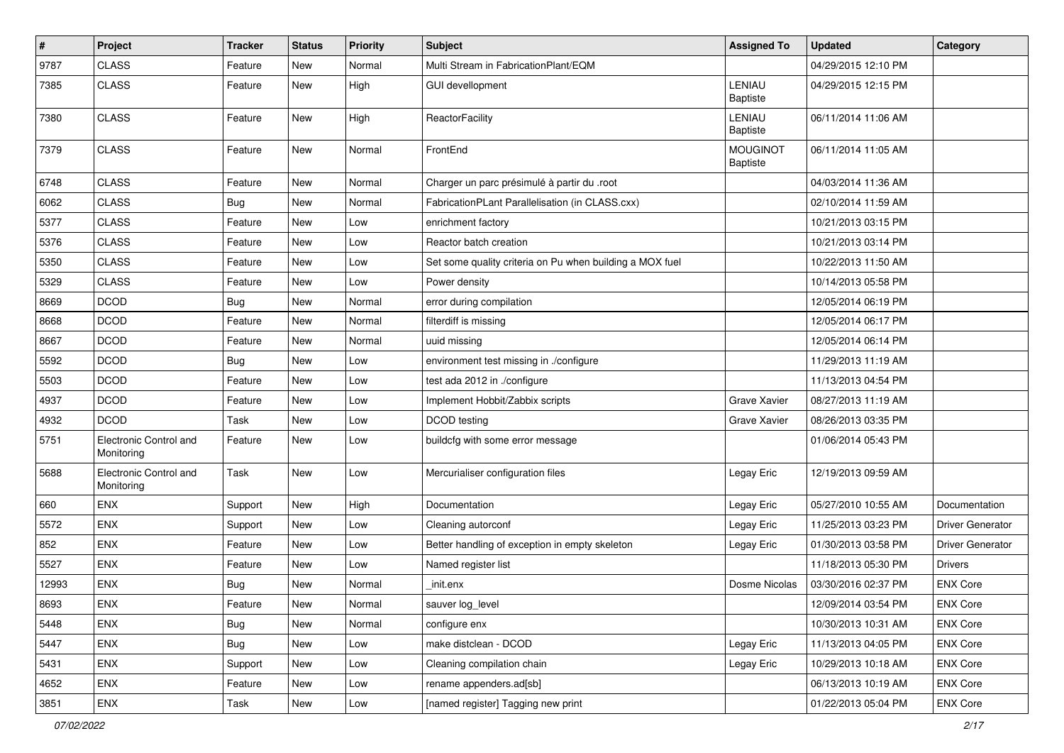| # | Project | Tracker | Status | Priority | Subject | Assigned To | Updated | Category |
|---|---|---|---|---|---|---|---|---|
| 9787 | CLASS | Feature | New | Normal | Multi Stream in FabricationPlant/EQM | | 04/29/2015 12:10 PM | |
| 7385 | CLASS | Feature | New | High | GUI devellopment | LENIAU Baptiste | 04/29/2015 12:15 PM | |
| 7380 | CLASS | Feature | New | High | ReactorFacility | LENIAU Baptiste | 06/11/2014 11:06 AM | |
| 7379 | CLASS | Feature | New | Normal | FrontEnd | MOUGINOT Baptiste | 06/11/2014 11:05 AM | |
| 6748 | CLASS | Feature | New | Normal | Charger un parc présimulé à partir du .root | | 04/03/2014 11:36 AM | |
| 6062 | CLASS | Bug | New | Normal | FabricationPLant Parallelisation (in CLASS.cxx) | | 02/10/2014 11:59 AM | |
| 5377 | CLASS | Feature | New | Low | enrichment factory | | 10/21/2013 03:15 PM | |
| 5376 | CLASS | Feature | New | Low | Reactor batch creation | | 10/21/2013 03:14 PM | |
| 5350 | CLASS | Feature | New | Low | Set some quality criteria on Pu when building a MOX fuel | | 10/22/2013 11:50 AM | |
| 5329 | CLASS | Feature | New | Low | Power density | | 10/14/2013 05:58 PM | |
| 8669 | DCOD | Bug | New | Normal | error during compilation | | 12/05/2014 06:19 PM | |
| 8668 | DCOD | Feature | New | Normal | filterdiff is missing | | 12/05/2014 06:17 PM | |
| 8667 | DCOD | Feature | New | Normal | uuid missing | | 12/05/2014 06:14 PM | |
| 5592 | DCOD | Bug | New | Low | environment test missing in ./configure | | 11/29/2013 11:19 AM | |
| 5503 | DCOD | Feature | New | Low | test ada 2012 in ./configure | | 11/13/2013 04:54 PM | |
| 4937 | DCOD | Feature | New | Low | Implement Hobbit/Zabbix scripts | Grave Xavier | 08/27/2013 11:19 AM | |
| 4932 | DCOD | Task | New | Low | DCOD testing | Grave Xavier | 08/26/2013 03:35 PM | |
| 5751 | Electronic Control and Monitoring | Feature | New | Low | buildcfg with some error message | | 01/06/2014 05:43 PM | |
| 5688 | Electronic Control and Monitoring | Task | New | Low | Mercurialiser configuration files | Legay Eric | 12/19/2013 09:59 AM | |
| 660 | ENX | Support | New | High | Documentation | Legay Eric | 05/27/2010 10:55 AM | Documentation |
| 5572 | ENX | Support | New | Low | Cleaning autorconf | Legay Eric | 11/25/2013 03:23 PM | Driver Generator |
| 852 | ENX | Feature | New | Low | Better handling of exception in empty skeleton | Legay Eric | 01/30/2013 03:58 PM | Driver Generator |
| 5527 | ENX | Feature | New | Low | Named register list | | 11/18/2013 05:30 PM | Drivers |
| 12993 | ENX | Bug | New | Normal | _init.enx | Dosme Nicolas | 03/30/2016 02:37 PM | ENX Core |
| 8693 | ENX | Feature | New | Normal | sauver log_level | | 12/09/2014 03:54 PM | ENX Core |
| 5448 | ENX | Bug | New | Normal | configure enx | | 10/30/2013 10:31 AM | ENX Core |
| 5447 | ENX | Bug | New | Low | make distclean - DCOD | Legay Eric | 11/13/2013 04:05 PM | ENX Core |
| 5431 | ENX | Support | New | Low | Cleaning compilation chain | Legay Eric | 10/29/2013 10:18 AM | ENX Core |
| 4652 | ENX | Feature | New | Low | rename appenders.ad[sb] | | 06/13/2013 10:19 AM | ENX Core |
| 3851 | ENX | Task | New | Low | [named register] Tagging new print | | 01/22/2013 05:04 PM | ENX Core |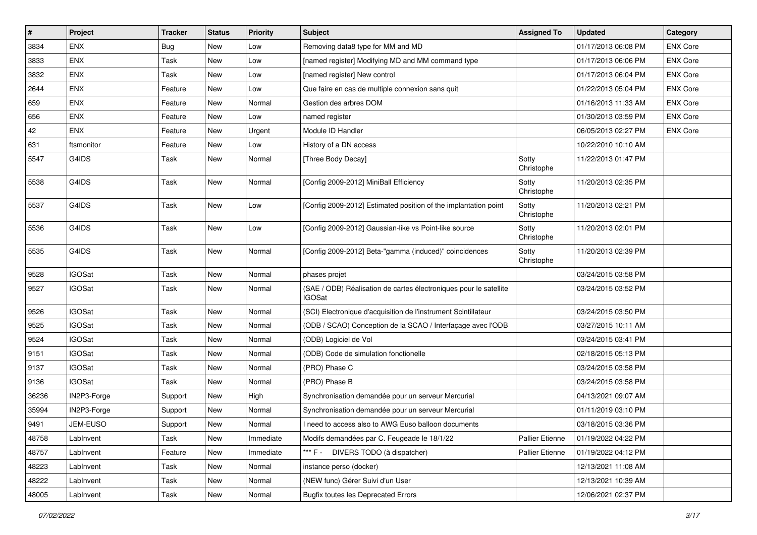| # | Project | Tracker | Status | Priority | Subject | Assigned To | Updated | Category |
|---|---|---|---|---|---|---|---|---|
| 3834 | ENX | Bug | New | Low | Removing data8 type for MM and MD | | 01/17/2013 06:08 PM | ENX Core |
| 3833 | ENX | Task | New | Low | [named register] Modifying MD and MM command type | | 01/17/2013 06:06 PM | ENX Core |
| 3832 | ENX | Task | New | Low | [named register] New control | | 01/17/2013 06:04 PM | ENX Core |
| 2644 | ENX | Feature | New | Low | Que faire en cas de multiple connexion sans quit | | 01/22/2013 05:04 PM | ENX Core |
| 659 | ENX | Feature | New | Normal | Gestion des arbres DOM | | 01/16/2013 11:33 AM | ENX Core |
| 656 | ENX | Feature | New | Low | named register | | 01/30/2013 03:59 PM | ENX Core |
| 42 | ENX | Feature | New | Urgent | Module ID Handler | | 06/05/2013 02:27 PM | ENX Core |
| 631 | ftsmonitor | Feature | New | Low | History of a DN access | | 10/22/2010 10:10 AM | |
| 5547 | G4IDS | Task | New | Normal | [Three Body Decay] | Sotty Christophe | 11/22/2013 01:47 PM | |
| 5538 | G4IDS | Task | New | Normal | [Config 2009-2012] MiniBall Efficiency | Sotty Christophe | 11/20/2013 02:35 PM | |
| 5537 | G4IDS | Task | New | Low | [Config 2009-2012] Estimated position of the implantation point | Sotty Christophe | 11/20/2013 02:21 PM | |
| 5536 | G4IDS | Task | New | Low | [Config 2009-2012] Gaussian-like vs Point-like source | Sotty Christophe | 11/20/2013 02:01 PM | |
| 5535 | G4IDS | Task | New | Normal | [Config 2009-2012] Beta-"gamma (induced)" coincidences | Sotty Christophe | 11/20/2013 02:39 PM | |
| 9528 | IGOSat | Task | New | Normal | phases projet | | 03/24/2015 03:58 PM | |
| 9527 | IGOSat | Task | New | Normal | (SAE / ODB) Réalisation de cartes électroniques pour le satellite IGOSat | | 03/24/2015 03:52 PM | |
| 9526 | IGOSat | Task | New | Normal | (SCI) Electronique d'acquisition de l'instrument Scintillateur | | 03/24/2015 03:50 PM | |
| 9525 | IGOSat | Task | New | Normal | (ODB / SCAO) Conception de la SCAO / Interfaçage avec l'ODB | | 03/27/2015 10:11 AM | |
| 9524 | IGOSat | Task | New | Normal | (ODB) Logiciel de Vol | | 03/24/2015 03:41 PM | |
| 9151 | IGOSat | Task | New | Normal | (ODB) Code de simulation fonctionelle | | 02/18/2015 05:13 PM | |
| 9137 | IGOSat | Task | New | Normal | (PRO) Phase C | | 03/24/2015 03:58 PM | |
| 9136 | IGOSat | Task | New | Normal | (PRO) Phase B | | 03/24/2015 03:58 PM | |
| 36236 | IN2P3-Forge | Support | New | High | Synchronisation demandée pour un serveur Mercurial | | 04/13/2021 09:07 AM | |
| 35994 | IN2P3-Forge | Support | New | Normal | Synchronisation demandée pour un serveur Mercurial | | 01/11/2019 03:10 PM | |
| 9491 | JEM-EUSO | Support | New | Normal | I need to access also to AWG Euso balloon documents | | 03/18/2015 03:36 PM | |
| 48758 | LabInvent | Task | New | Immediate | Modifs demandées par C. Feugeade le 18/1/22 | Pallier Etienne | 01/19/2022 04:22 PM | |
| 48757 | LabInvent | Feature | New | Immediate | *** F - DIVERS TODO (à dispatcher) | Pallier Etienne | 01/19/2022 04:12 PM | |
| 48223 | LabInvent | Task | New | Normal | instance perso (docker) | | 12/13/2021 11:08 AM | |
| 48222 | LabInvent | Task | New | Normal | (NEW func) Gérer Suivi d'un User | | 12/13/2021 10:39 AM | |
| 48005 | LabInvent | Task | New | Normal | Bugfix toutes les Deprecated Errors | | 12/06/2021 02:37 PM | |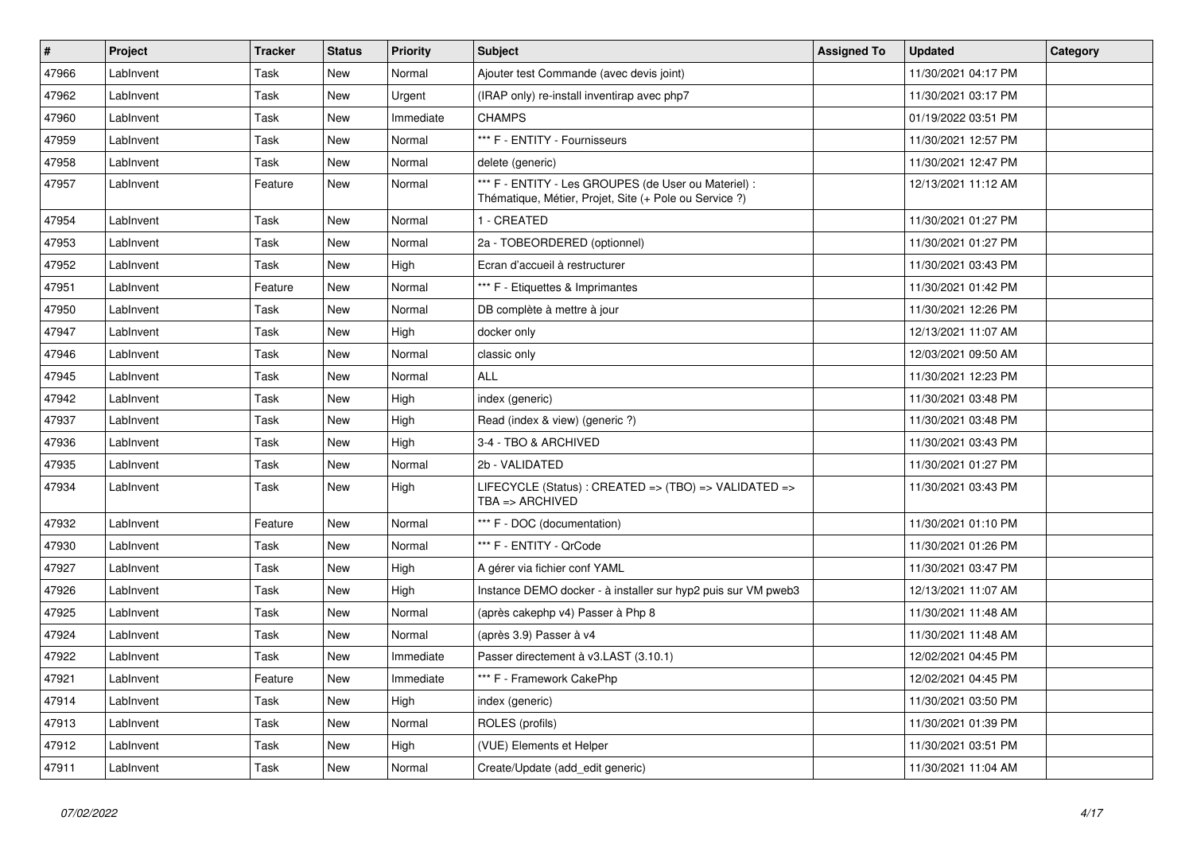| # | Project | Tracker | Status | Priority | Subject | Assigned To | Updated | Category |
|---|---|---|---|---|---|---|---|---|
| 47966 | LabInvent | Task | New | Normal | Ajouter test Commande (avec devis joint) | | 11/30/2021 04:17 PM | |
| 47962 | LabInvent | Task | New | Urgent | (IRAP only) re-install inventirap avec php7 | | 11/30/2021 03:17 PM | |
| 47960 | LabInvent | Task | New | Immediate | CHAMPS | | 01/19/2022 03:51 PM | |
| 47959 | LabInvent | Task | New | Normal | *** F - ENTITY - Fournisseurs | | 11/30/2021 12:57 PM | |
| 47958 | LabInvent | Task | New | Normal | delete (generic) | | 11/30/2021 12:47 PM | |
| 47957 | LabInvent | Feature | New | Normal | *** F - ENTITY - Les GROUPES (de User ou Materiel) : Thématique, Métier, Projet, Site (+ Pole ou Service ?) | | 12/13/2021 11:12 AM | |
| 47954 | LabInvent | Task | New | Normal | 1 - CREATED | | 11/30/2021 01:27 PM | |
| 47953 | LabInvent | Task | New | Normal | 2a - TOBEORDERED (optionnel) | | 11/30/2021 01:27 PM | |
| 47952 | LabInvent | Task | New | High | Ecran d'accueil à restructurer | | 11/30/2021 03:43 PM | |
| 47951 | LabInvent | Feature | New | Normal | *** F - Etiquettes & Imprimantes | | 11/30/2021 01:42 PM | |
| 47950 | LabInvent | Task | New | Normal | DB complète à mettre à jour | | 11/30/2021 12:26 PM | |
| 47947 | LabInvent | Task | New | High | docker only | | 12/13/2021 11:07 AM | |
| 47946 | LabInvent | Task | New | Normal | classic only | | 12/03/2021 09:50 AM | |
| 47945 | LabInvent | Task | New | Normal | ALL | | 11/30/2021 12:23 PM | |
| 47942 | LabInvent | Task | New | High | index (generic) | | 11/30/2021 03:48 PM | |
| 47937 | LabInvent | Task | New | High | Read (index & view) (generic ?) | | 11/30/2021 03:48 PM | |
| 47936 | LabInvent | Task | New | High | 3-4 - TBO & ARCHIVED | | 11/30/2021 03:43 PM | |
| 47935 | LabInvent | Task | New | Normal | 2b - VALIDATED | | 11/30/2021 01:27 PM | |
| 47934 | LabInvent | Task | New | High | LIFECYCLE (Status) : CREATED => (TBO) => VALIDATED => TBA => ARCHIVED | | 11/30/2021 03:43 PM | |
| 47932 | LabInvent | Feature | New | Normal | *** F - DOC (documentation) | | 11/30/2021 01:10 PM | |
| 47930 | LabInvent | Task | New | Normal | *** F - ENTITY - QrCode | | 11/30/2021 01:26 PM | |
| 47927 | LabInvent | Task | New | High | A gérer via fichier conf YAML | | 11/30/2021 03:47 PM | |
| 47926 | LabInvent | Task | New | High | Instance DEMO docker - à installer sur hyp2 puis sur VM pweb3 | | 12/13/2021 11:07 AM | |
| 47925 | LabInvent | Task | New | Normal | (après cakephp v4) Passer à Php 8 | | 11/30/2021 11:48 AM | |
| 47924 | LabInvent | Task | New | Normal | (après 3.9) Passer à v4 | | 11/30/2021 11:48 AM | |
| 47922 | LabInvent | Task | New | Immediate | Passer directement à v3.LAST (3.10.1) | | 12/02/2021 04:45 PM | |
| 47921 | LabInvent | Feature | New | Immediate | *** F - Framework CakePhp | | 12/02/2021 04:45 PM | |
| 47914 | LabInvent | Task | New | High | index (generic) | | 11/30/2021 03:50 PM | |
| 47913 | LabInvent | Task | New | Normal | ROLES (profils) | | 11/30/2021 01:39 PM | |
| 47912 | LabInvent | Task | New | High | (VUE) Elements et Helper | | 11/30/2021 03:51 PM | |
| 47911 | LabInvent | Task | New | Normal | Create/Update (add_edit generic) | | 11/30/2021 11:04 AM | |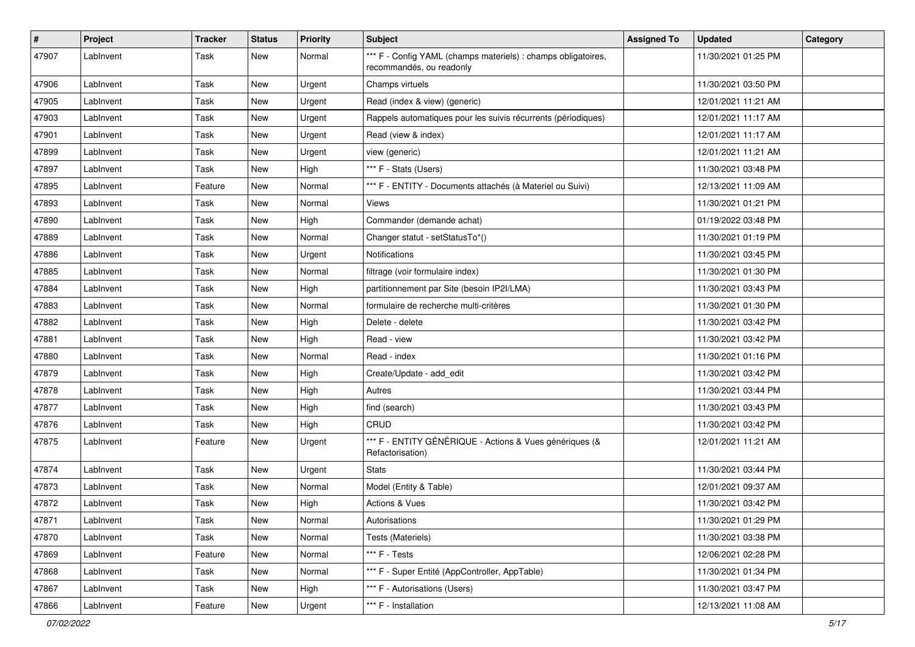| # | Project | Tracker | Status | Priority | Subject | Assigned To | Updated | Category |
|---|---|---|---|---|---|---|---|---|
| 47907 | LabInvent | Task | New | Normal | *** F - Config YAML (champs materiels) : champs obligatoires, recommandés, ou readonly | | 11/30/2021 01:25 PM | |
| 47906 | LabInvent | Task | New | Urgent | Champs virtuels | | 11/30/2021 03:50 PM | |
| 47905 | LabInvent | Task | New | Urgent | Read (index & view) (generic) | | 12/01/2021 11:21 AM | |
| 47903 | LabInvent | Task | New | Urgent | Rappels automatiques pour les suivis récurrents (périodiques) | | 12/01/2021 11:17 AM | |
| 47901 | LabInvent | Task | New | Urgent | Read (view & index) | | 12/01/2021 11:17 AM | |
| 47899 | LabInvent | Task | New | Urgent | view (generic) | | 12/01/2021 11:21 AM | |
| 47897 | LabInvent | Task | New | High | *** F - Stats (Users) | | 11/30/2021 03:48 PM | |
| 47895 | LabInvent | Feature | New | Normal | *** F - ENTITY - Documents attachés (à Materiel ou Suivi) | | 12/13/2021 11:09 AM | |
| 47893 | LabInvent | Task | New | Normal | Views | | 11/30/2021 01:21 PM | |
| 47890 | LabInvent | Task | New | High | Commander (demande achat) | | 01/19/2022 03:48 PM | |
| 47889 | LabInvent | Task | New | Normal | Changer statut - setStatusTo*() | | 11/30/2021 01:19 PM | |
| 47886 | LabInvent | Task | New | Urgent | Notifications | | 11/30/2021 03:45 PM | |
| 47885 | LabInvent | Task | New | Normal | filtrage (voir formulaire index) | | 11/30/2021 01:30 PM | |
| 47884 | LabInvent | Task | New | High | partitionnement par Site (besoin IP2I/LMA) | | 11/30/2021 03:43 PM | |
| 47883 | LabInvent | Task | New | Normal | formulaire de recherche multi-critères | | 11/30/2021 01:30 PM | |
| 47882 | LabInvent | Task | New | High | Delete - delete | | 11/30/2021 03:42 PM | |
| 47881 | LabInvent | Task | New | High | Read - view | | 11/30/2021 03:42 PM | |
| 47880 | LabInvent | Task | New | Normal | Read - index | | 11/30/2021 01:16 PM | |
| 47879 | LabInvent | Task | New | High | Create/Update - add_edit | | 11/30/2021 03:42 PM | |
| 47878 | LabInvent | Task | New | High | Autres | | 11/30/2021 03:44 PM | |
| 47877 | LabInvent | Task | New | High | find (search) | | 11/30/2021 03:43 PM | |
| 47876 | LabInvent | Task | New | High | CRUD | | 11/30/2021 03:42 PM | |
| 47875 | LabInvent | Feature | New | Urgent | *** F - ENTITY GÉNÉRIQUE - Actions & Vues génériques (& Refactorisation) | | 12/01/2021 11:21 AM | |
| 47874 | LabInvent | Task | New | Urgent | Stats | | 11/30/2021 03:44 PM | |
| 47873 | LabInvent | Task | New | Normal | Model (Entity & Table) | | 12/01/2021 09:37 AM | |
| 47872 | LabInvent | Task | New | High | Actions & Vues | | 11/30/2021 03:42 PM | |
| 47871 | LabInvent | Task | New | Normal | Autorisations | | 11/30/2021 01:29 PM | |
| 47870 | LabInvent | Task | New | Normal | Tests (Materiels) | | 11/30/2021 03:38 PM | |
| 47869 | LabInvent | Feature | New | Normal | *** F - Tests | | 12/06/2021 02:28 PM | |
| 47868 | LabInvent | Task | New | Normal | *** F - Super Entité (AppController, AppTable) | | 11/30/2021 01:34 PM | |
| 47867 | LabInvent | Task | New | High | *** F - Autorisations (Users) | | 11/30/2021 03:47 PM | |
| 47866 | LabInvent | Feature | New | Urgent | *** F - Installation | | 12/13/2021 11:08 AM | |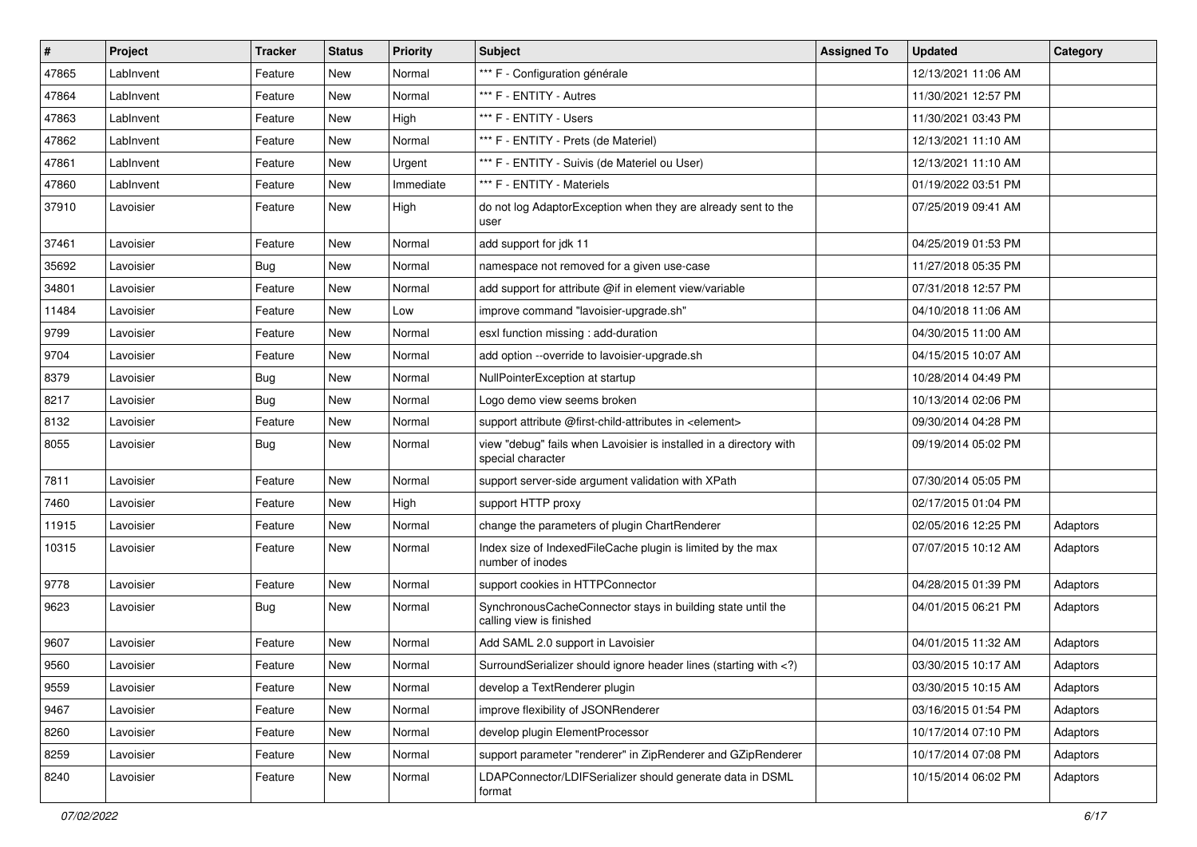| # | Project | Tracker | Status | Priority | Subject | Assigned To | Updated | Category |
|---|---|---|---|---|---|---|---|---|
| 47865 | LabInvent | Feature | New | Normal | *** F - Configuration générale | | 12/13/2021 11:06 AM | |
| 47864 | LabInvent | Feature | New | Normal | *** F - ENTITY - Autres | | 11/30/2021 12:57 PM | |
| 47863 | LabInvent | Feature | New | High | *** F - ENTITY - Users | | 11/30/2021 03:43 PM | |
| 47862 | LabInvent | Feature | New | Normal | *** F - ENTITY - Prets (de Materiel) | | 12/13/2021 11:10 AM | |
| 47861 | LabInvent | Feature | New | Urgent | *** F - ENTITY - Suivis (de Materiel ou User) | | 12/13/2021 11:10 AM | |
| 47860 | LabInvent | Feature | New | Immediate | *** F - ENTITY - Materiels | | 01/19/2022 03:51 PM | |
| 37910 | Lavoisier | Feature | New | High | do not log AdaptorException when they are already sent to the user | | 07/25/2019 09:41 AM | |
| 37461 | Lavoisier | Feature | New | Normal | add support for jdk 11 | | 04/25/2019 01:53 PM | |
| 35692 | Lavoisier | Bug | New | Normal | namespace not removed for a given use-case | | 11/27/2018 05:35 PM | |
| 34801 | Lavoisier | Feature | New | Normal | add support for attribute @if in element view/variable | | 07/31/2018 12:57 PM | |
| 11484 | Lavoisier | Feature | New | Low | improve command "lavoisier-upgrade.sh" | | 04/10/2018 11:06 AM | |
| 9799 | Lavoisier | Feature | New | Normal | esxl function missing : add-duration | | 04/30/2015 11:00 AM | |
| 9704 | Lavoisier | Feature | New | Normal | add option --override to lavoisier-upgrade.sh | | 04/15/2015 10:07 AM | |
| 8379 | Lavoisier | Bug | New | Normal | NullPointerException at startup | | 10/28/2014 04:49 PM | |
| 8217 | Lavoisier | Bug | New | Normal | Logo demo view seems broken | | 10/13/2014 02:06 PM | |
| 8132 | Lavoisier | Feature | New | Normal | support attribute @first-child-attributes in <element> | | 09/30/2014 04:28 PM | |
| 8055 | Lavoisier | Bug | New | Normal | view "debug" fails when Lavoisier is installed in a directory with special character | | 09/19/2014 05:02 PM | |
| 7811 | Lavoisier | Feature | New | Normal | support server-side argument validation with XPath | | 07/30/2014 05:05 PM | |
| 7460 | Lavoisier | Feature | New | High | support HTTP proxy | | 02/17/2015 01:04 PM | |
| 11915 | Lavoisier | Feature | New | Normal | change the parameters of plugin ChartRenderer | | 02/05/2016 12:25 PM | Adaptors |
| 10315 | Lavoisier | Feature | New | Normal | Index size of IndexedFileCache plugin is limited by the max number of inodes | | 07/07/2015 10:12 AM | Adaptors |
| 9778 | Lavoisier | Feature | New | Normal | support cookies in HTTPConnector | | 04/28/2015 01:39 PM | Adaptors |
| 9623 | Lavoisier | Bug | New | Normal | SynchronousCacheConnector stays in building state until the calling view is finished | | 04/01/2015 06:21 PM | Adaptors |
| 9607 | Lavoisier | Feature | New | Normal | Add SAML 2.0 support in Lavoisier | | 04/01/2015 11:32 AM | Adaptors |
| 9560 | Lavoisier | Feature | New | Normal | SurroundSerializer should ignore header lines (starting with <?) | | 03/30/2015 10:17 AM | Adaptors |
| 9559 | Lavoisier | Feature | New | Normal | develop a TextRenderer plugin | | 03/30/2015 10:15 AM | Adaptors |
| 9467 | Lavoisier | Feature | New | Normal | improve flexibility of JSONRenderer | | 03/16/2015 01:54 PM | Adaptors |
| 8260 | Lavoisier | Feature | New | Normal | develop plugin ElementProcessor | | 10/17/2014 07:10 PM | Adaptors |
| 8259 | Lavoisier | Feature | New | Normal | support parameter "renderer" in ZipRenderer and GZipRenderer | | 10/17/2014 07:08 PM | Adaptors |
| 8240 | Lavoisier | Feature | New | Normal | LDAPConnector/LDIFSerializer should generate data in DSML format | | 10/15/2014 06:02 PM | Adaptors |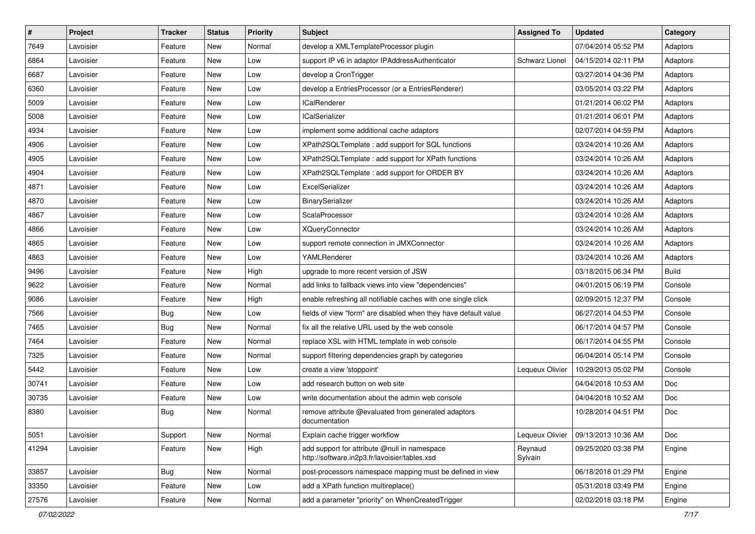| # | Project | Tracker | Status | Priority | Subject | Assigned To | Updated | Category |
|---|---|---|---|---|---|---|---|---|
| 7649 | Lavoisier | Feature | New | Normal | develop a XMLTemplateProcessor plugin | | 07/04/2014 05:52 PM | Adaptors |
| 6864 | Lavoisier | Feature | New | Low | support IP v6 in adaptor IPAddressAuthenticator | Schwarz Lionel | 04/15/2014 02:11 PM | Adaptors |
| 6687 | Lavoisier | Feature | New | Low | develop a CronTrigger | | 03/27/2014 04:36 PM | Adaptors |
| 6360 | Lavoisier | Feature | New | Low | develop a EntriesProcessor (or a EntriesRenderer) | | 03/05/2014 03:22 PM | Adaptors |
| 5009 | Lavoisier | Feature | New | Low | ICalRenderer | | 01/21/2014 06:02 PM | Adaptors |
| 5008 | Lavoisier | Feature | New | Low | ICalSerializer | | 01/21/2014 06:01 PM | Adaptors |
| 4934 | Lavoisier | Feature | New | Low | implement some additional cache adaptors | | 02/07/2014 04:59 PM | Adaptors |
| 4906 | Lavoisier | Feature | New | Low | XPath2SQLTemplate : add support for SQL functions | | 03/24/2014 10:26 AM | Adaptors |
| 4905 | Lavoisier | Feature | New | Low | XPath2SQLTemplate : add support for XPath functions | | 03/24/2014 10:26 AM | Adaptors |
| 4904 | Lavoisier | Feature | New | Low | XPath2SQLTemplate : add support for ORDER BY | | 03/24/2014 10:26 AM | Adaptors |
| 4871 | Lavoisier | Feature | New | Low | ExcelSerializer | | 03/24/2014 10:26 AM | Adaptors |
| 4870 | Lavoisier | Feature | New | Low | BinarySerializer | | 03/24/2014 10:26 AM | Adaptors |
| 4867 | Lavoisier | Feature | New | Low | ScalaProcessor | | 03/24/2014 10:26 AM | Adaptors |
| 4866 | Lavoisier | Feature | New | Low | XQueryConnector | | 03/24/2014 10:26 AM | Adaptors |
| 4865 | Lavoisier | Feature | New | Low | support remote connection in JMXConnector | | 03/24/2014 10:26 AM | Adaptors |
| 4863 | Lavoisier | Feature | New | Low | YAMLRenderer | | 03/24/2014 10:26 AM | Adaptors |
| 9496 | Lavoisier | Feature | New | High | upgrade to more recent version of JSW | | 03/18/2015 06:34 PM | Build |
| 9622 | Lavoisier | Feature | New | Normal | add links to fallback views into view "dependencies" | | 04/01/2015 06:19 PM | Console |
| 9086 | Lavoisier | Feature | New | High | enable refreshing all notifiable caches with one single click | | 02/09/2015 12:37 PM | Console |
| 7566 | Lavoisier | Bug | New | Low | fields of view "form" are disabled when they have default value | | 06/27/2014 04:53 PM | Console |
| 7465 | Lavoisier | Bug | New | Normal | fix all the relative URL used by the web console | | 06/17/2014 04:57 PM | Console |
| 7464 | Lavoisier | Feature | New | Normal | replace XSL with HTML template in web console | | 06/17/2014 04:55 PM | Console |
| 7325 | Lavoisier | Feature | New | Normal | support filtering dependencies graph by categories | | 06/04/2014 05:14 PM | Console |
| 5442 | Lavoisier | Feature | New | Low | create a view 'stoppoint' | Lequeux Olivier | 10/29/2013 05:02 PM | Console |
| 30741 | Lavoisier | Feature | New | Low | add research button on web site | | 04/04/2018 10:53 AM | Doc |
| 30735 | Lavoisier | Feature | New | Low | write documentation about the admin web console | | 04/04/2018 10:52 AM | Doc |
| 8380 | Lavoisier | Bug | New | Normal | remove attribute @evaluated from generated adaptors documentation | | 10/28/2014 04:51 PM | Doc |
| 5051 | Lavoisier | Support | New | Normal | Explain cache trigger workflow | Lequeux Olivier | 09/13/2013 10:36 AM | Doc |
| 41294 | Lavoisier | Feature | New | High | add support for attribute @null in namespace http://software.in2p3.fr/lavoisier/tables.xsd | Reynaud Sylvain | 09/25/2020 03:38 PM | Engine |
| 33857 | Lavoisier | Bug | New | Normal | post-processors namespace mapping must be defined in view | | 06/18/2018 01:29 PM | Engine |
| 33350 | Lavoisier | Feature | New | Low | add a XPath function multireplace() | | 05/31/2018 03:49 PM | Engine |
| 27576 | Lavoisier | Feature | New | Normal | add a parameter "priority" on WhenCreatedTrigger | | 02/02/2018 03:18 PM | Engine |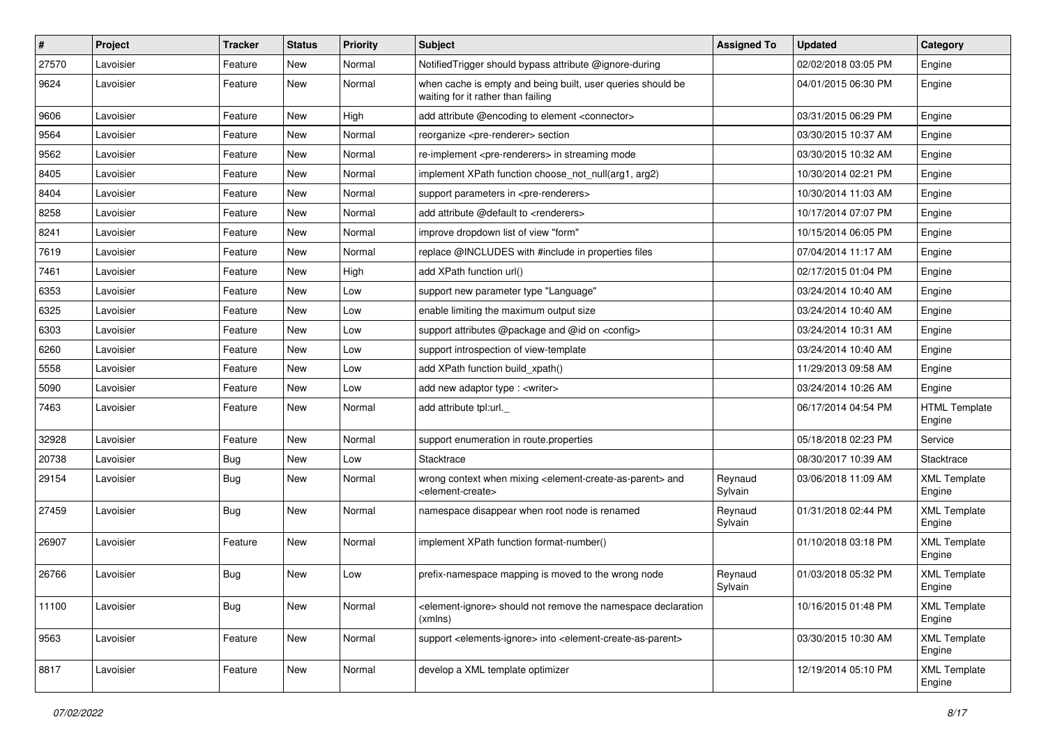| # | Project | Tracker | Status | Priority | Subject | Assigned To | Updated | Category |
|---|---|---|---|---|---|---|---|---|
| 27570 | Lavoisier | Feature | New | Normal | NotifiedTrigger should bypass attribute @ignore-during | | 02/02/2018 03:05 PM | Engine |
| 9624 | Lavoisier | Feature | New | Normal | when cache is empty and being built, user queries should be waiting for it rather than failing | | 04/01/2015 06:30 PM | Engine |
| 9606 | Lavoisier | Feature | New | High | add attribute @encoding to element <connector> | | 03/31/2015 06:29 PM | Engine |
| 9564 | Lavoisier | Feature | New | Normal | reorganize <pre-renderer> section | | 03/30/2015 10:37 AM | Engine |
| 9562 | Lavoisier | Feature | New | Normal | re-implement <pre-renderers> in streaming mode | | 03/30/2015 10:32 AM | Engine |
| 8405 | Lavoisier | Feature | New | Normal | implement XPath function choose_not_null(arg1, arg2) | | 10/30/2014 02:21 PM | Engine |
| 8404 | Lavoisier | Feature | New | Normal | support parameters in <pre-renderers> | | 10/30/2014 11:03 AM | Engine |
| 8258 | Lavoisier | Feature | New | Normal | add attribute @default to <renderers> | | 10/17/2014 07:07 PM | Engine |
| 8241 | Lavoisier | Feature | New | Normal | improve dropdown list of view "form" | | 10/15/2014 06:05 PM | Engine |
| 7619 | Lavoisier | Feature | New | Normal | replace @INCLUDES with #include in properties files | | 07/04/2014 11:17 AM | Engine |
| 7461 | Lavoisier | Feature | New | High | add XPath function url() | | 02/17/2015 01:04 PM | Engine |
| 6353 | Lavoisier | Feature | New | Low | support new parameter type "Language" | | 03/24/2014 10:40 AM | Engine |
| 6325 | Lavoisier | Feature | New | Low | enable limiting the maximum output size | | 03/24/2014 10:40 AM | Engine |
| 6303 | Lavoisier | Feature | New | Low | support attributes @package and @id on <config> | | 03/24/2014 10:31 AM | Engine |
| 6260 | Lavoisier | Feature | New | Low | support introspection of view-template | | 03/24/2014 10:40 AM | Engine |
| 5558 | Lavoisier | Feature | New | Low | add XPath function build_xpath() | | 11/29/2013 09:58 AM | Engine |
| 5090 | Lavoisier | Feature | New | Low | add new adaptor type : <writer> | | 03/24/2014 10:26 AM | Engine |
| 7463 | Lavoisier | Feature | New | Normal | add attribute tpl:url._ | | 06/17/2014 04:54 PM | HTML Template Engine |
| 32928 | Lavoisier | Feature | New | Normal | support enumeration in route.properties | | 05/18/2018 02:23 PM | Service |
| 20738 | Lavoisier | Bug | New | Low | Stacktrace | | 08/30/2017 10:39 AM | Stacktrace |
| 29154 | Lavoisier | Bug | New | Normal | wrong context when mixing <element-create-as-parent> and <element-create> | Reynaud Sylvain | 03/06/2018 11:09 AM | XML Template Engine |
| 27459 | Lavoisier | Bug | New | Normal | namespace disappear when root node is renamed | Reynaud Sylvain | 01/31/2018 02:44 PM | XML Template Engine |
| 26907 | Lavoisier | Feature | New | Normal | implement XPath function format-number() | | 01/10/2018 03:18 PM | XML Template Engine |
| 26766 | Lavoisier | Bug | New | Low | prefix-namespace mapping is moved to the wrong node | Reynaud Sylvain | 01/03/2018 05:32 PM | XML Template Engine |
| 11100 | Lavoisier | Bug | New | Normal | <element-ignore> should not remove the namespace declaration (xmlns) | | 10/16/2015 01:48 PM | XML Template Engine |
| 9563 | Lavoisier | Feature | New | Normal | support <elements-ignore> into <element-create-as-parent> | | 03/30/2015 10:30 AM | XML Template Engine |
| 8817 | Lavoisier | Feature | New | Normal | develop a XML template optimizer | | 12/19/2014 05:10 PM | XML Template Engine |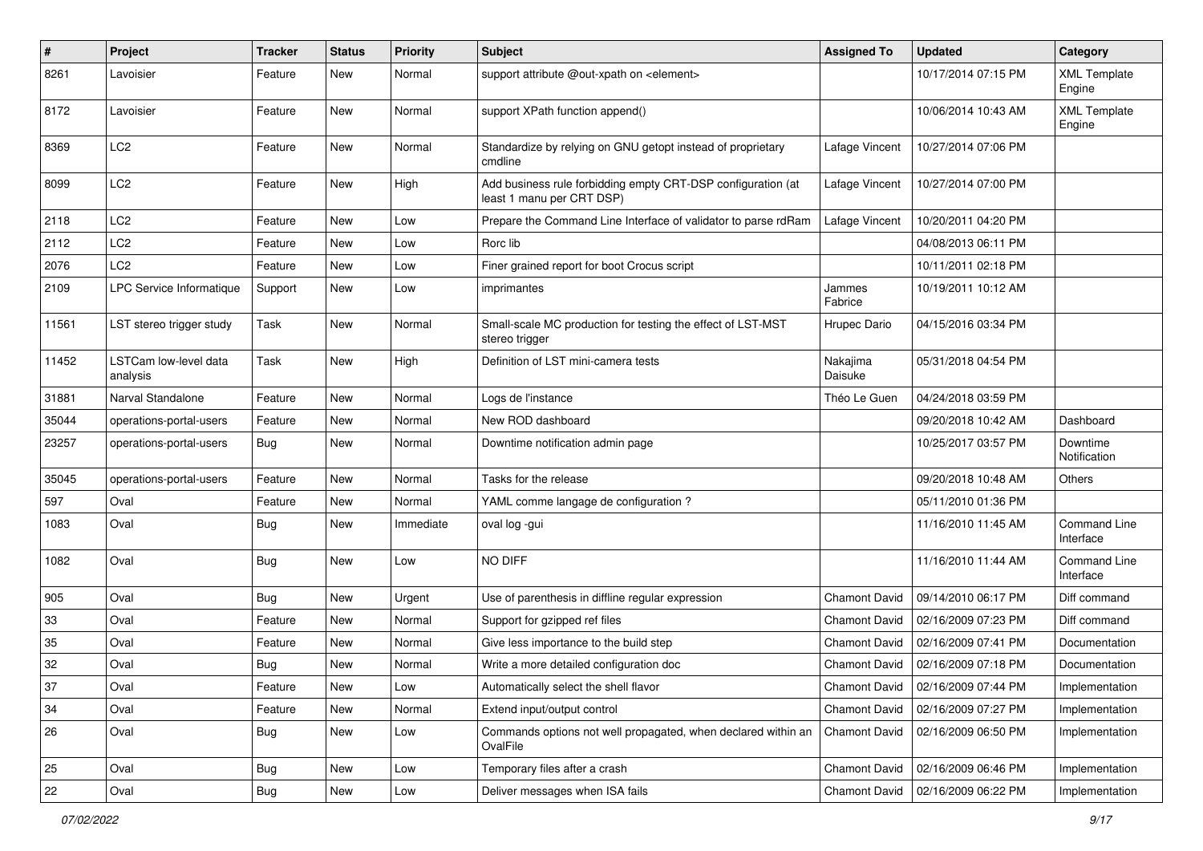| # | Project | Tracker | Status | Priority | Subject | Assigned To | Updated | Category |
|---|---|---|---|---|---|---|---|---|
| 8261 | Lavoisier | Feature | New | Normal | support attribute @out-xpath on <element> | | 10/17/2014 07:15 PM | XML Template Engine |
| 8172 | Lavoisier | Feature | New | Normal | support XPath function append() | | 10/06/2014 10:43 AM | XML Template Engine |
| 8369 | LC2 | Feature | New | Normal | Standardize by relying on GNU getopt instead of proprietary cmdline | Lafage Vincent | 10/27/2014 07:06 PM | |
| 8099 | LC2 | Feature | New | High | Add business rule forbidding empty CRT-DSP configuration (at least 1 manu per CRT DSP) | Lafage Vincent | 10/27/2014 07:00 PM | |
| 2118 | LC2 | Feature | New | Low | Prepare the Command Line Interface of validator to parse rdRam | Lafage Vincent | 10/20/2011 04:20 PM | |
| 2112 | LC2 | Feature | New | Low | Rorc lib | | 04/08/2013 06:11 PM | |
| 2076 | LC2 | Feature | New | Low | Finer grained report for boot Crocus script | | 10/11/2011 02:18 PM | |
| 2109 | LPC Service Informatique | Support | New | Low | imprimantes | Jammes Fabrice | 10/19/2011 10:12 AM | |
| 11561 | LST stereo trigger study | Task | New | Normal | Small-scale MC production for testing the effect of LST-MST stereo trigger | Hrupec Dario | 04/15/2016 03:34 PM | |
| 11452 | LSTCam low-level data analysis | Task | New | High | Definition of LST mini-camera tests | Nakajima Daisuke | 05/31/2018 04:54 PM | |
| 31881 | Narval Standalone | Feature | New | Normal | Logs de l'instance | Théo Le Guen | 04/24/2018 03:59 PM | |
| 35044 | operations-portal-users | Feature | New | Normal | New ROD dashboard | | 09/20/2018 10:42 AM | Dashboard |
| 23257 | operations-portal-users | Bug | New | Normal | Downtime notification admin page | | 10/25/2017 03:57 PM | Downtime Notification |
| 35045 | operations-portal-users | Feature | New | Normal | Tasks for the release | | 09/20/2018 10:48 AM | Others |
| 597 | Oval | Feature | New | Normal | YAML comme langage de configuration ? | | 05/11/2010 01:36 PM | |
| 1083 | Oval | Bug | New | Immediate | oval log -gui | | 11/16/2010 11:45 AM | Command Line Interface |
| 1082 | Oval | Bug | New | Low | NO DIFF | | 11/16/2010 11:44 AM | Command Line Interface |
| 905 | Oval | Bug | New | Urgent | Use of parenthesis in diffline regular expression | Chamont David | 09/14/2010 06:17 PM | Diff command |
| 33 | Oval | Feature | New | Normal | Support for gzipped ref files | Chamont David | 02/16/2009 07:23 PM | Diff command |
| 35 | Oval | Feature | New | Normal | Give less importance to the build step | Chamont David | 02/16/2009 07:41 PM | Documentation |
| 32 | Oval | Bug | New | Normal | Write a more detailed configuration doc | Chamont David | 02/16/2009 07:18 PM | Documentation |
| 37 | Oval | Feature | New | Low | Automatically select the shell flavor | Chamont David | 02/16/2009 07:44 PM | Implementation |
| 34 | Oval | Feature | New | Normal | Extend input/output control | Chamont David | 02/16/2009 07:27 PM | Implementation |
| 26 | Oval | Bug | New | Low | Commands options not well propagated, when declared within an OvalFile | Chamont David | 02/16/2009 06:50 PM | Implementation |
| 25 | Oval | Bug | New | Low | Temporary files after a crash | Chamont David | 02/16/2009 06:46 PM | Implementation |
| 22 | Oval | Bug | New | Low | Deliver messages when ISA fails | Chamont David | 02/16/2009 06:22 PM | Implementation |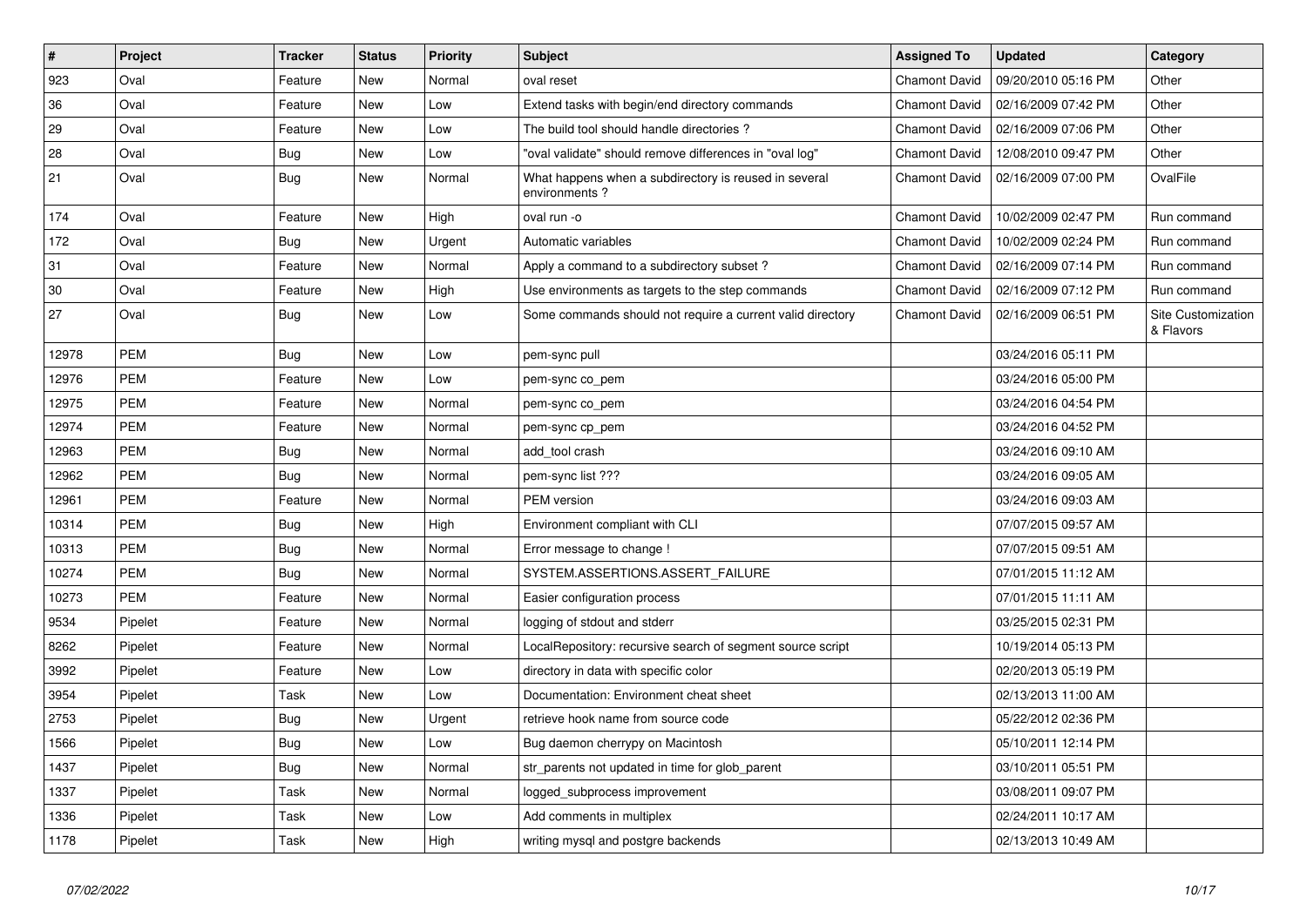| # | Project | Tracker | Status | Priority | Subject | Assigned To | Updated | Category |
|---|---|---|---|---|---|---|---|---|
| 923 | Oval | Feature | New | Normal | oval reset | Chamont David | 09/20/2010 05:16 PM | Other |
| 36 | Oval | Feature | New | Low | Extend tasks with begin/end directory commands | Chamont David | 02/16/2009 07:42 PM | Other |
| 29 | Oval | Feature | New | Low | The build tool should handle directories ? | Chamont David | 02/16/2009 07:06 PM | Other |
| 28 | Oval | Bug | New | Low | "oval validate" should remove differences in "oval log" | Chamont David | 12/08/2010 09:47 PM | Other |
| 21 | Oval | Bug | New | Normal | What happens when a subdirectory is reused in several environments ? | Chamont David | 02/16/2009 07:00 PM | OvalFile |
| 174 | Oval | Feature | New | High | oval run -o | Chamont David | 10/02/2009 02:47 PM | Run command |
| 172 | Oval | Bug | New | Urgent | Automatic variables | Chamont David | 10/02/2009 02:24 PM | Run command |
| 31 | Oval | Feature | New | Normal | Apply a command to a subdirectory subset ? | Chamont David | 02/16/2009 07:14 PM | Run command |
| 30 | Oval | Feature | New | High | Use environments as targets to the step commands | Chamont David | 02/16/2009 07:12 PM | Run command |
| 27 | Oval | Bug | New | Low | Some commands should not require a current valid directory | Chamont David | 02/16/2009 06:51 PM | Site Customization & Flavors |
| 12978 | PEM | Bug | New | Low | pem-sync pull | | 03/24/2016 05:11 PM | |
| 12976 | PEM | Feature | New | Low | pem-sync co_pem | | 03/24/2016 05:00 PM | |
| 12975 | PEM | Feature | New | Normal | pem-sync co_pem | | 03/24/2016 04:54 PM | |
| 12974 | PEM | Feature | New | Normal | pem-sync cp_pem | | 03/24/2016 04:52 PM | |
| 12963 | PEM | Bug | New | Normal | add_tool crash | | 03/24/2016 09:10 AM | |
| 12962 | PEM | Bug | New | Normal | pem-sync list ??? | | 03/24/2016 09:05 AM | |
| 12961 | PEM | Feature | New | Normal | PEM version | | 03/24/2016 09:03 AM | |
| 10314 | PEM | Bug | New | High | Environment compliant with CLI | | 07/07/2015 09:57 AM | |
| 10313 | PEM | Bug | New | Normal | Error message to change ! | | 07/07/2015 09:51 AM | |
| 10274 | PEM | Bug | New | Normal | SYSTEM.ASSERTIONS.ASSERT_FAILURE | | 07/01/2015 11:12 AM | |
| 10273 | PEM | Feature | New | Normal | Easier configuration process | | 07/01/2015 11:11 AM | |
| 9534 | Pipelet | Feature | New | Normal | logging of stdout and stderr | | 03/25/2015 02:31 PM | |
| 8262 | Pipelet | Feature | New | Normal | LocalRepository: recursive search of segment source script | | 10/19/2014 05:13 PM | |
| 3992 | Pipelet | Feature | New | Low | directory in data with specific color | | 02/20/2013 05:19 PM | |
| 3954 | Pipelet | Task | New | Low | Documentation: Environment cheat sheet | | 02/13/2013 11:00 AM | |
| 2753 | Pipelet | Bug | New | Urgent | retrieve hook name from source code | | 05/22/2012 02:36 PM | |
| 1566 | Pipelet | Bug | New | Low | Bug daemon cherrypy on Macintosh | | 05/10/2011 12:14 PM | |
| 1437 | Pipelet | Bug | New | Normal | str_parents not updated in time for glob_parent | | 03/10/2011 05:51 PM | |
| 1337 | Pipelet | Task | New | Normal | logged_subprocess improvement | | 03/08/2011 09:07 PM | |
| 1336 | Pipelet | Task | New | Low | Add comments in multiplex | | 02/24/2011 10:17 AM | |
| 1178 | Pipelet | Task | New | High | writing mysql and postgre backends | | 02/13/2013 10:49 AM | |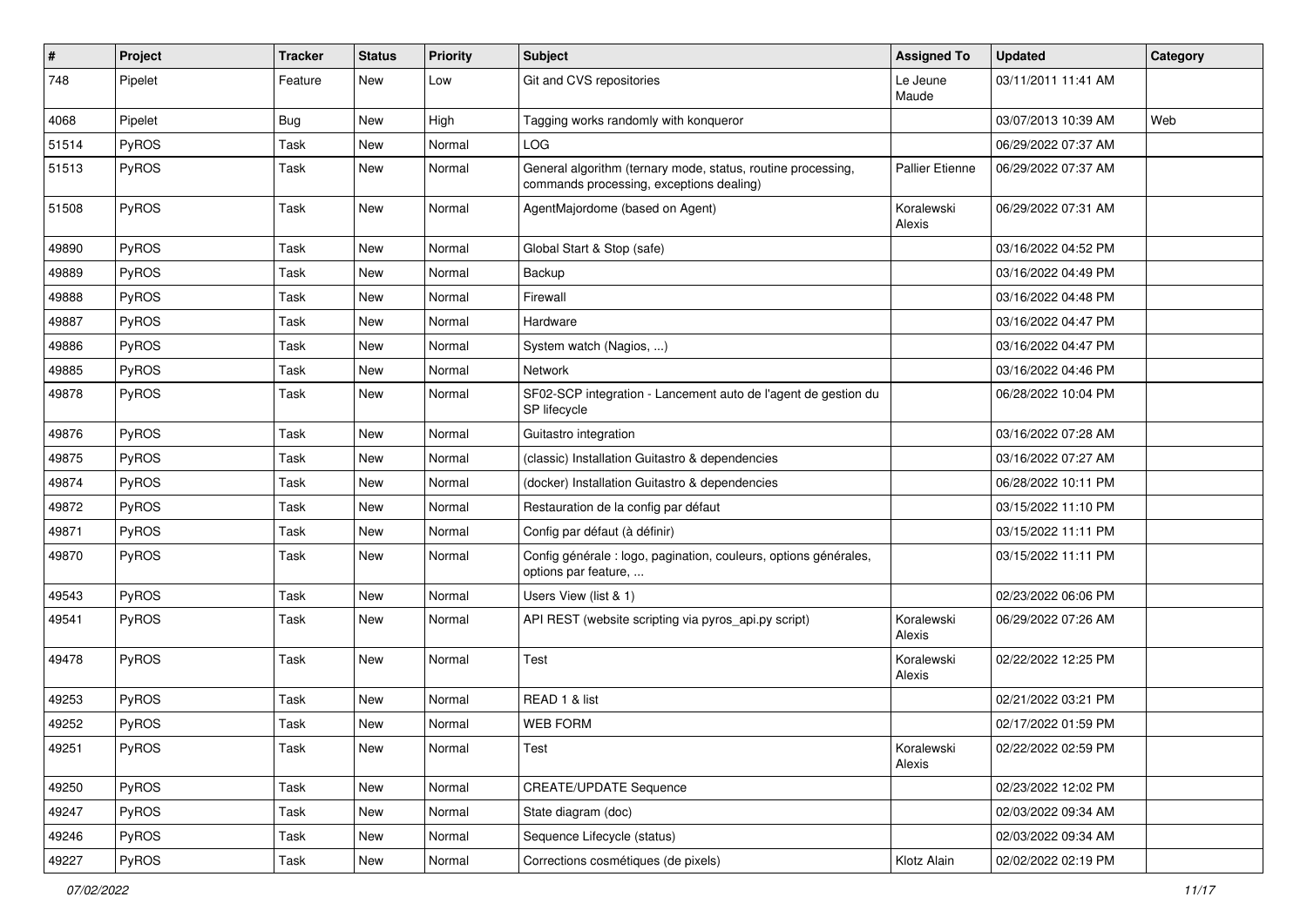| # | Project | Tracker | Status | Priority | Subject | Assigned To | Updated | Category |
|---|---|---|---|---|---|---|---|---|
| 748 | Pipelet | Feature | New | Low | Git and CVS repositories | Le Jeune Maude | 03/11/2011 11:41 AM | |
| 4068 | Pipelet | Bug | New | High | Tagging works randomly with konqueror | | 03/07/2013 10:39 AM | Web |
| 51514 | PyROS | Task | New | Normal | LOG | | 06/29/2022 07:37 AM | |
| 51513 | PyROS | Task | New | Normal | General algorithm (ternary mode, status, routine processing, commands processing, exceptions dealing) | Pallier Etienne | 06/29/2022 07:37 AM | |
| 51508 | PyROS | Task | New | Normal | AgentMajordome (based on Agent) | Koralewski Alexis | 06/29/2022 07:31 AM | |
| 49890 | PyROS | Task | New | Normal | Global Start & Stop (safe) | | 03/16/2022 04:52 PM | |
| 49889 | PyROS | Task | New | Normal | Backup | | 03/16/2022 04:49 PM | |
| 49888 | PyROS | Task | New | Normal | Firewall | | 03/16/2022 04:48 PM | |
| 49887 | PyROS | Task | New | Normal | Hardware | | 03/16/2022 04:47 PM | |
| 49886 | PyROS | Task | New | Normal | System watch (Nagios, ...) | | 03/16/2022 04:47 PM | |
| 49885 | PyROS | Task | New | Normal | Network | | 03/16/2022 04:46 PM | |
| 49878 | PyROS | Task | New | Normal | SF02-SCP integration - Lancement auto de l'agent de gestion du SP lifecycle | | 06/28/2022 10:04 PM | |
| 49876 | PyROS | Task | New | Normal | Guitastro integration | | 03/16/2022 07:28 AM | |
| 49875 | PyROS | Task | New | Normal | (classic) Installation Guitastro & dependencies | | 03/16/2022 07:27 AM | |
| 49874 | PyROS | Task | New | Normal | (docker) Installation Guitastro & dependencies | | 06/28/2022 10:11 PM | |
| 49872 | PyROS | Task | New | Normal | Restauration de la config par défaut | | 03/15/2022 11:10 PM | |
| 49871 | PyROS | Task | New | Normal | Config par défaut (à définir) | | 03/15/2022 11:11 PM | |
| 49870 | PyROS | Task | New | Normal | Config générale : logo, pagination, couleurs, options générales, options par feature, ... | | 03/15/2022 11:11 PM | |
| 49543 | PyROS | Task | New | Normal | Users View (list & 1) | | 02/23/2022 06:06 PM | |
| 49541 | PyROS | Task | New | Normal | API REST (website scripting via pyros_api.py script) | Koralewski Alexis | 06/29/2022 07:26 AM | |
| 49478 | PyROS | Task | New | Normal | Test | Koralewski Alexis | 02/22/2022 12:25 PM | |
| 49253 | PyROS | Task | New | Normal | READ 1 & list | | 02/21/2022 03:21 PM | |
| 49252 | PyROS | Task | New | Normal | WEB FORM | | 02/17/2022 01:59 PM | |
| 49251 | PyROS | Task | New | Normal | Test | Koralewski Alexis | 02/22/2022 02:59 PM | |
| 49250 | PyROS | Task | New | Normal | CREATE/UPDATE Sequence | | 02/23/2022 12:02 PM | |
| 49247 | PyROS | Task | New | Normal | State diagram (doc) | | 02/03/2022 09:34 AM | |
| 49246 | PyROS | Task | New | Normal | Sequence Lifecycle (status) | | 02/03/2022 09:34 AM | |
| 49227 | PyROS | Task | New | Normal | Corrections cosmétiques (de pixels) | Klotz Alain | 02/02/2022 02:19 PM | |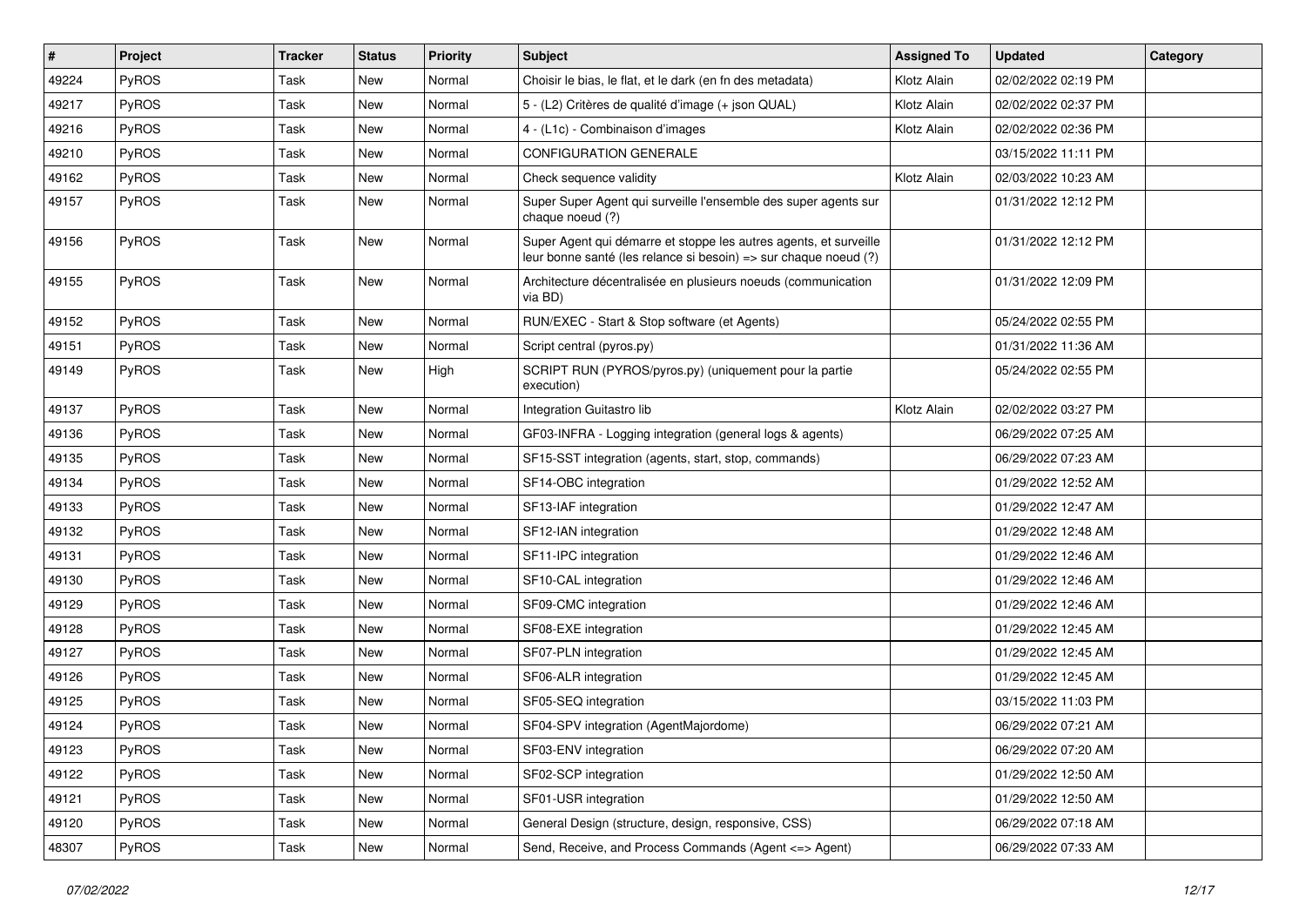| # | Project | Tracker | Status | Priority | Subject | Assigned To | Updated | Category |
|---|---|---|---|---|---|---|---|---|
| 49224 | PyROS | Task | New | Normal | Choisir le bias, le flat, et le dark (en fn des metadata) | Klotz Alain | 02/02/2022 02:19 PM | |
| 49217 | PyROS | Task | New | Normal | 5 - (L2) Critères de qualité d'image (+ json QUAL) | Klotz Alain | 02/02/2022 02:37 PM | |
| 49216 | PyROS | Task | New | Normal | 4 - (L1c) - Combinaison d'images | Klotz Alain | 02/02/2022 02:36 PM | |
| 49210 | PyROS | Task | New | Normal | CONFIGURATION GENERALE | | 03/15/2022 11:11 PM | |
| 49162 | PyROS | Task | New | Normal | Check sequence validity | Klotz Alain | 02/03/2022 10:23 AM | |
| 49157 | PyROS | Task | New | Normal | Super Super Agent qui surveille l'ensemble des super agents sur chaque noeud (?) | | 01/31/2022 12:12 PM | |
| 49156 | PyROS | Task | New | Normal | Super Agent qui démarre et stoppe les autres agents, et surveille leur bonne santé (les relance si besoin) => sur chaque noeud (?) | | 01/31/2022 12:12 PM | |
| 49155 | PyROS | Task | New | Normal | Architecture décentralisée en plusieurs noeuds (communication via BD) | | 01/31/2022 12:09 PM | |
| 49152 | PyROS | Task | New | Normal | RUN/EXEC - Start & Stop software (et Agents) | | 05/24/2022 02:55 PM | |
| 49151 | PyROS | Task | New | Normal | Script central (pyros.py) | | 01/31/2022 11:36 AM | |
| 49149 | PyROS | Task | New | High | SCRIPT RUN (PYROS/pyros.py) (uniquement pour la partie execution) | | 05/24/2022 02:55 PM | |
| 49137 | PyROS | Task | New | Normal | Integration Guitastro lib | Klotz Alain | 02/02/2022 03:27 PM | |
| 49136 | PyROS | Task | New | Normal | GF03-INFRA - Logging integration (general logs & agents) | | 06/29/2022 07:25 AM | |
| 49135 | PyROS | Task | New | Normal | SF15-SST integration (agents, start, stop, commands) | | 06/29/2022 07:23 AM | |
| 49134 | PyROS | Task | New | Normal | SF14-OBC integration | | 01/29/2022 12:52 AM | |
| 49133 | PyROS | Task | New | Normal | SF13-IAF integration | | 01/29/2022 12:47 AM | |
| 49132 | PyROS | Task | New | Normal | SF12-IAN integration | | 01/29/2022 12:48 AM | |
| 49131 | PyROS | Task | New | Normal | SF11-IPC integration | | 01/29/2022 12:46 AM | |
| 49130 | PyROS | Task | New | Normal | SF10-CAL integration | | 01/29/2022 12:46 AM | |
| 49129 | PyROS | Task | New | Normal | SF09-CMC integration | | 01/29/2022 12:46 AM | |
| 49128 | PyROS | Task | New | Normal | SF08-EXE integration | | 01/29/2022 12:45 AM | |
| 49127 | PyROS | Task | New | Normal | SF07-PLN integration | | 01/29/2022 12:45 AM | |
| 49126 | PyROS | Task | New | Normal | SF06-ALR integration | | 01/29/2022 12:45 AM | |
| 49125 | PyROS | Task | New | Normal | SF05-SEQ integration | | 03/15/2022 11:03 PM | |
| 49124 | PyROS | Task | New | Normal | SF04-SPV integration (AgentMajordome) | | 06/29/2022 07:21 AM | |
| 49123 | PyROS | Task | New | Normal | SF03-ENV integration | | 06/29/2022 07:20 AM | |
| 49122 | PyROS | Task | New | Normal | SF02-SCP integration | | 01/29/2022 12:50 AM | |
| 49121 | PyROS | Task | New | Normal | SF01-USR integration | | 01/29/2022 12:50 AM | |
| 49120 | PyROS | Task | New | Normal | General Design (structure, design, responsive, CSS) | | 06/29/2022 07:18 AM | |
| 48307 | PyROS | Task | New | Normal | Send, Receive, and Process Commands (Agent <=> Agent) | | 06/29/2022 07:33 AM | |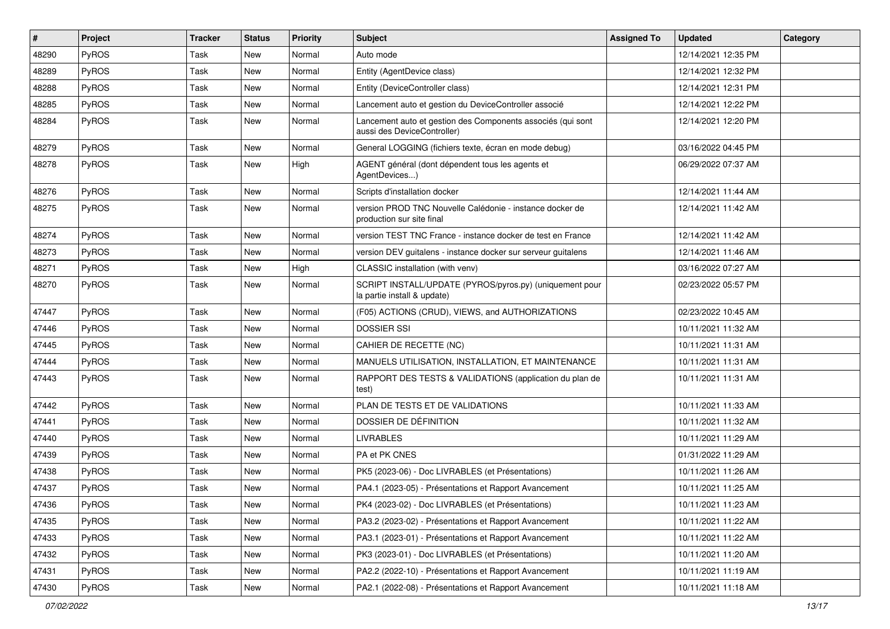| # | Project | Tracker | Status | Priority | Subject | Assigned To | Updated | Category |
|---|---|---|---|---|---|---|---|---|
| 48290 | PyROS | Task | New | Normal | Auto mode | | 12/14/2021 12:35 PM | |
| 48289 | PyROS | Task | New | Normal | Entity (AgentDevice class) | | 12/14/2021 12:32 PM | |
| 48288 | PyROS | Task | New | Normal | Entity (DeviceController class) | | 12/14/2021 12:31 PM | |
| 48285 | PyROS | Task | New | Normal | Lancement auto et gestion du DeviceController associé | | 12/14/2021 12:22 PM | |
| 48284 | PyROS | Task | New | Normal | Lancement auto et gestion des Components associés (qui sont aussi des DeviceController) | | 12/14/2021 12:20 PM | |
| 48279 | PyROS | Task | New | Normal | General LOGGING (fichiers texte, écran en mode debug) | | 03/16/2022 04:45 PM | |
| 48278 | PyROS | Task | New | High | AGENT général (dont dépendent tous les agents et AgentDevices...) | | 06/29/2022 07:37 AM | |
| 48276 | PyROS | Task | New | Normal | Scripts d'installation docker | | 12/14/2021 11:44 AM | |
| 48275 | PyROS | Task | New | Normal | version PROD TNC Nouvelle Calédonie - instance docker de production sur site final | | 12/14/2021 11:42 AM | |
| 48274 | PyROS | Task | New | Normal | version TEST TNC France - instance docker de test en France | | 12/14/2021 11:42 AM | |
| 48273 | PyROS | Task | New | Normal | version DEV guitalens - instance docker sur serveur guitalens | | 12/14/2021 11:46 AM | |
| 48271 | PyROS | Task | New | High | CLASSIC installation (with venv) | | 03/16/2022 07:27 AM | |
| 48270 | PyROS | Task | New | Normal | SCRIPT INSTALL/UPDATE (PYROS/pyros.py) (uniquement pour la partie install & update) | | 02/23/2022 05:57 PM | |
| 47447 | PyROS | Task | New | Normal | (F05) ACTIONS (CRUD), VIEWS, and AUTHORIZATIONS | | 02/23/2022 10:45 AM | |
| 47446 | PyROS | Task | New | Normal | DOSSIER SSI | | 10/11/2021 11:32 AM | |
| 47445 | PyROS | Task | New | Normal | CAHIER DE RECETTE (NC) | | 10/11/2021 11:31 AM | |
| 47444 | PyROS | Task | New | Normal | MANUELS UTILISATION, INSTALLATION, ET MAINTENANCE | | 10/11/2021 11:31 AM | |
| 47443 | PyROS | Task | New | Normal | RAPPORT DES TESTS & VALIDATIONS (application du plan de test) | | 10/11/2021 11:31 AM | |
| 47442 | PyROS | Task | New | Normal | PLAN DE TESTS ET DE VALIDATIONS | | 10/11/2021 11:33 AM | |
| 47441 | PyROS | Task | New | Normal | DOSSIER DE DÉFINITION | | 10/11/2021 11:32 AM | |
| 47440 | PyROS | Task | New | Normal | LIVRABLES | | 10/11/2021 11:29 AM | |
| 47439 | PyROS | Task | New | Normal | PA et PK CNES | | 01/31/2022 11:29 AM | |
| 47438 | PyROS | Task | New | Normal | PK5 (2023-06) - Doc LIVRABLES (et Présentations) | | 10/11/2021 11:26 AM | |
| 47437 | PyROS | Task | New | Normal | PA4.1 (2023-05) - Présentations et Rapport Avancement | | 10/11/2021 11:25 AM | |
| 47436 | PyROS | Task | New | Normal | PK4 (2023-02) - Doc LIVRABLES (et Présentations) | | 10/11/2021 11:23 AM | |
| 47435 | PyROS | Task | New | Normal | PA3.2 (2023-02) - Présentations et Rapport Avancement | | 10/11/2021 11:22 AM | |
| 47433 | PyROS | Task | New | Normal | PA3.1 (2023-01) - Présentations et Rapport Avancement | | 10/11/2021 11:22 AM | |
| 47432 | PyROS | Task | New | Normal | PK3 (2023-01) - Doc LIVRABLES (et Présentations) | | 10/11/2021 11:20 AM | |
| 47431 | PyROS | Task | New | Normal | PA2.2 (2022-10) - Présentations et Rapport Avancement | | 10/11/2021 11:19 AM | |
| 47430 | PyROS | Task | New | Normal | PA2.1 (2022-08) - Présentations et Rapport Avancement | | 10/11/2021 11:18 AM | |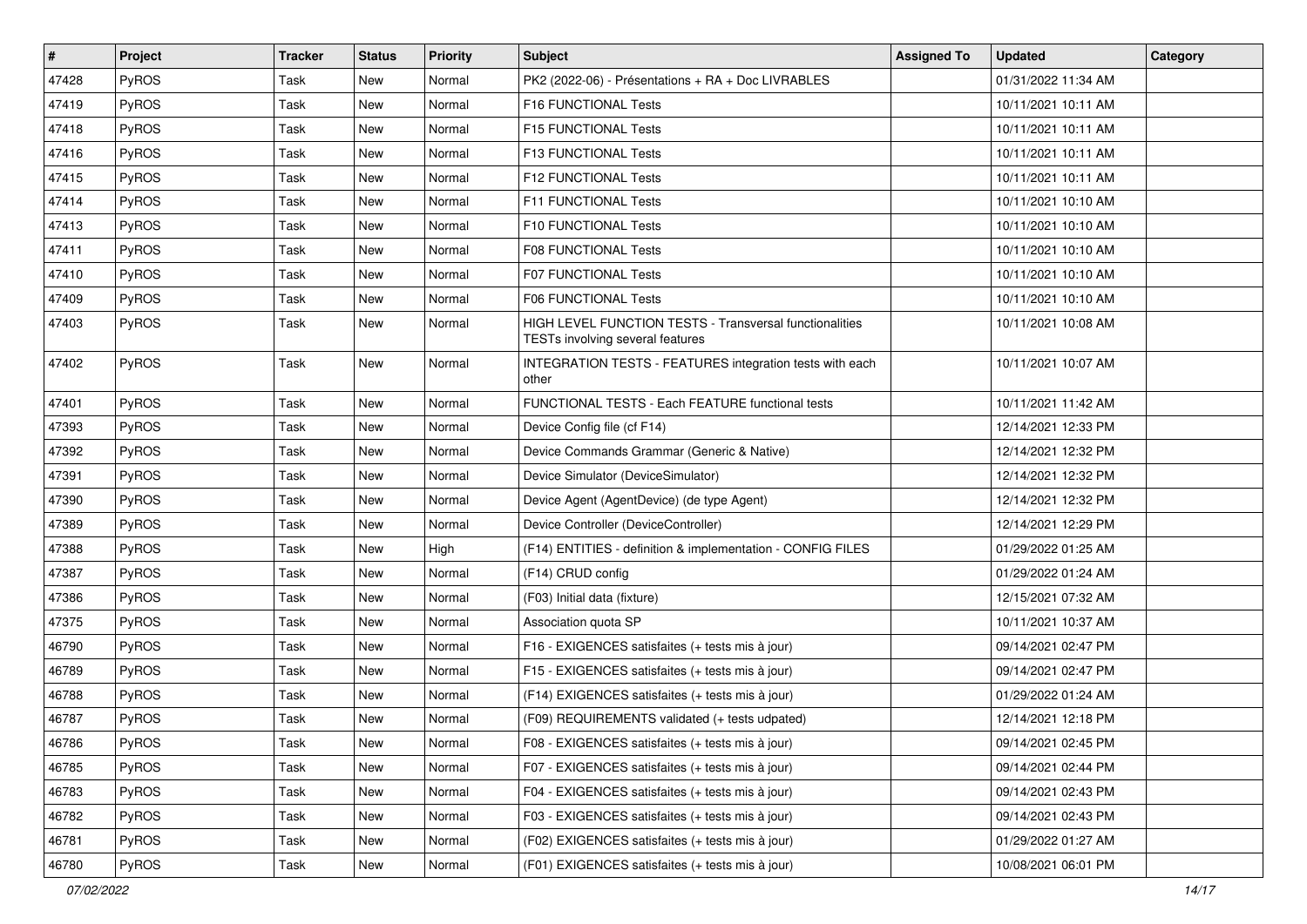| # | Project | Tracker | Status | Priority | Subject | Assigned To | Updated | Category |
|---|---|---|---|---|---|---|---|---|
| 47428 | PyROS | Task | New | Normal | PK2 (2022-06) - Présentations + RA + Doc LIVRABLES | | 01/31/2022 11:34 AM | |
| 47419 | PyROS | Task | New | Normal | F16 FUNCTIONAL Tests | | 10/11/2021 10:11 AM | |
| 47418 | PyROS | Task | New | Normal | F15 FUNCTIONAL Tests | | 10/11/2021 10:11 AM | |
| 47416 | PyROS | Task | New | Normal | F13 FUNCTIONAL Tests | | 10/11/2021 10:11 AM | |
| 47415 | PyROS | Task | New | Normal | F12 FUNCTIONAL Tests | | 10/11/2021 10:11 AM | |
| 47414 | PyROS | Task | New | Normal | F11 FUNCTIONAL Tests | | 10/11/2021 10:10 AM | |
| 47413 | PyROS | Task | New | Normal | F10 FUNCTIONAL Tests | | 10/11/2021 10:10 AM | |
| 47411 | PyROS | Task | New | Normal | F08 FUNCTIONAL Tests | | 10/11/2021 10:10 AM | |
| 47410 | PyROS | Task | New | Normal | F07 FUNCTIONAL Tests | | 10/11/2021 10:10 AM | |
| 47409 | PyROS | Task | New | Normal | F06 FUNCTIONAL Tests | | 10/11/2021 10:10 AM | |
| 47403 | PyROS | Task | New | Normal | HIGH LEVEL FUNCTION TESTS - Transversal functionalities TESTs involving several features | | 10/11/2021 10:08 AM | |
| 47402 | PyROS | Task | New | Normal | INTEGRATION TESTS - FEATURES integration tests with each other | | 10/11/2021 10:07 AM | |
| 47401 | PyROS | Task | New | Normal | FUNCTIONAL TESTS - Each FEATURE functional tests | | 10/11/2021 11:42 AM | |
| 47393 | PyROS | Task | New | Normal | Device Config file (cf F14) | | 12/14/2021 12:33 PM | |
| 47392 | PyROS | Task | New | Normal | Device Commands Grammar (Generic & Native) | | 12/14/2021 12:32 PM | |
| 47391 | PyROS | Task | New | Normal | Device Simulator (DeviceSimulator) | | 12/14/2021 12:32 PM | |
| 47390 | PyROS | Task | New | Normal | Device Agent (AgentDevice) (de type Agent) | | 12/14/2021 12:32 PM | |
| 47389 | PyROS | Task | New | Normal | Device Controller (DeviceController) | | 12/14/2021 12:29 PM | |
| 47388 | PyROS | Task | New | High | (F14) ENTITIES - definition & implementation - CONFIG FILES | | 01/29/2022 01:25 AM | |
| 47387 | PyROS | Task | New | Normal | (F14) CRUD config | | 01/29/2022 01:24 AM | |
| 47386 | PyROS | Task | New | Normal | (F03) Initial data (fixture) | | 12/15/2021 07:32 AM | |
| 47375 | PyROS | Task | New | Normal | Association quota SP | | 10/11/2021 10:37 AM | |
| 46790 | PyROS | Task | New | Normal | F16 - EXIGENCES satisfaites (+ tests mis à jour) | | 09/14/2021 02:47 PM | |
| 46789 | PyROS | Task | New | Normal | F15 - EXIGENCES satisfaites (+ tests mis à jour) | | 09/14/2021 02:47 PM | |
| 46788 | PyROS | Task | New | Normal | (F14) EXIGENCES satisfaites (+ tests mis à jour) | | 01/29/2022 01:24 AM | |
| 46787 | PyROS | Task | New | Normal | (F09) REQUIREMENTS validated (+ tests udpated) | | 12/14/2021 12:18 PM | |
| 46786 | PyROS | Task | New | Normal | F08 - EXIGENCES satisfaites (+ tests mis à jour) | | 09/14/2021 02:45 PM | |
| 46785 | PyROS | Task | New | Normal | F07 - EXIGENCES satisfaites (+ tests mis à jour) | | 09/14/2021 02:44 PM | |
| 46783 | PyROS | Task | New | Normal | F04 - EXIGENCES satisfaites (+ tests mis à jour) | | 09/14/2021 02:43 PM | |
| 46782 | PyROS | Task | New | Normal | F03 - EXIGENCES satisfaites (+ tests mis à jour) | | 09/14/2021 02:43 PM | |
| 46781 | PyROS | Task | New | Normal | (F02) EXIGENCES satisfaites (+ tests mis à jour) | | 01/29/2022 01:27 AM | |
| 46780 | PyROS | Task | New | Normal | (F01) EXIGENCES satisfaites (+ tests mis à jour) | | 10/08/2021 06:01 PM | |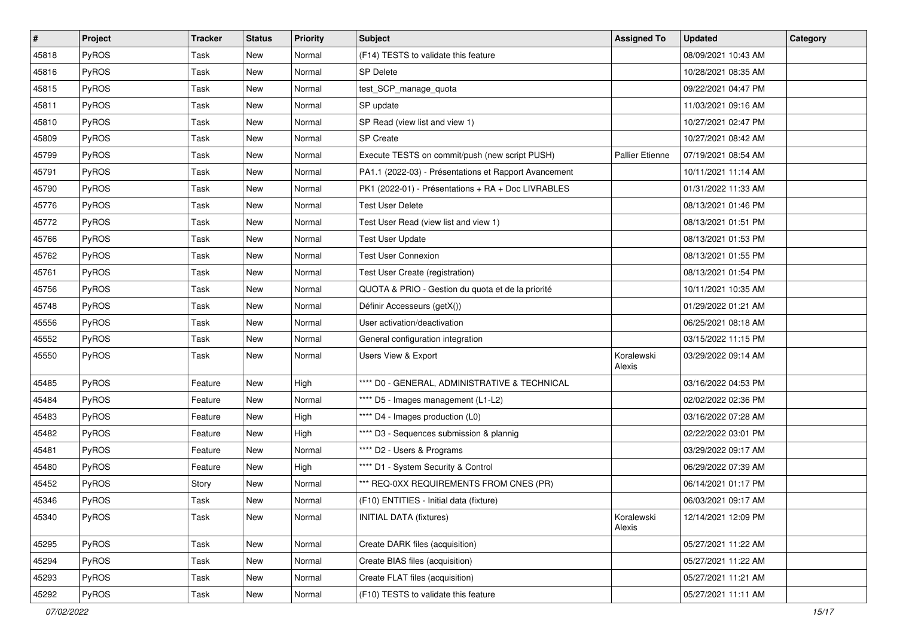| # | Project | Tracker | Status | Priority | Subject | Assigned To | Updated | Category |
|---|---|---|---|---|---|---|---|---|
| 45818 | PyROS | Task | New | Normal | (F14) TESTS to validate this feature | | 08/09/2021 10:43 AM | |
| 45816 | PyROS | Task | New | Normal | SP Delete | | 10/28/2021 08:35 AM | |
| 45815 | PyROS | Task | New | Normal | test_SCP_manage_quota | | 09/22/2021 04:47 PM | |
| 45811 | PyROS | Task | New | Normal | SP update | | 11/03/2021 09:16 AM | |
| 45810 | PyROS | Task | New | Normal | SP Read (view list and view 1) | | 10/27/2021 02:47 PM | |
| 45809 | PyROS | Task | New | Normal | SP Create | | 10/27/2021 08:42 AM | |
| 45799 | PyROS | Task | New | Normal | Execute TESTS on commit/push (new script PUSH) | Pallier Etienne | 07/19/2021 08:54 AM | |
| 45791 | PyROS | Task | New | Normal | PA1.1 (2022-03) - Présentations et Rapport Avancement | | 10/11/2021 11:14 AM | |
| 45790 | PyROS | Task | New | Normal | PK1 (2022-01) - Présentations + RA + Doc LIVRABLES | | 01/31/2022 11:33 AM | |
| 45776 | PyROS | Task | New | Normal | Test User Delete | | 08/13/2021 01:46 PM | |
| 45772 | PyROS | Task | New | Normal | Test User Read (view list and view 1) | | 08/13/2021 01:51 PM | |
| 45766 | PyROS | Task | New | Normal | Test User Update | | 08/13/2021 01:53 PM | |
| 45762 | PyROS | Task | New | Normal | Test User Connexion | | 08/13/2021 01:55 PM | |
| 45761 | PyROS | Task | New | Normal | Test User Create (registration) | | 08/13/2021 01:54 PM | |
| 45756 | PyROS | Task | New | Normal | QUOTA & PRIO - Gestion du quota et de la priorité | | 10/11/2021 10:35 AM | |
| 45748 | PyROS | Task | New | Normal | Définir Accesseurs (getX()) | | 01/29/2022 01:21 AM | |
| 45556 | PyROS | Task | New | Normal | User activation/deactivation | | 06/25/2021 08:18 AM | |
| 45552 | PyROS | Task | New | Normal | General configuration integration | | 03/15/2022 11:15 PM | |
| 45550 | PyROS | Task | New | Normal | Users View & Export | Koralewski Alexis | 03/29/2022 09:14 AM | |
| 45485 | PyROS | Feature | New | High | **** D0 - GENERAL, ADMINISTRATIVE & TECHNICAL | | 03/16/2022 04:53 PM | |
| 45484 | PyROS | Feature | New | Normal | **** D5 - Images management (L1-L2) | | 02/02/2022 02:36 PM | |
| 45483 | PyROS | Feature | New | High | **** D4 - Images production (L0) | | 03/16/2022 07:28 AM | |
| 45482 | PyROS | Feature | New | High | **** D3 - Sequences submission & plannig | | 02/22/2022 03:01 PM | |
| 45481 | PyROS | Feature | New | Normal | **** D2 - Users & Programs | | 03/29/2022 09:17 AM | |
| 45480 | PyROS | Feature | New | High | **** D1 - System Security & Control | | 06/29/2022 07:39 AM | |
| 45452 | PyROS | Story | New | Normal | *** REQ-0XX REQUIREMENTS FROM CNES (PR) | | 06/14/2021 01:17 PM | |
| 45346 | PyROS | Task | New | Normal | (F10) ENTITIES - Initial data (fixture) | | 06/03/2021 09:17 AM | |
| 45340 | PyROS | Task | New | Normal | INITIAL DATA (fixtures) | Koralewski Alexis | 12/14/2021 12:09 PM | |
| 45295 | PyROS | Task | New | Normal | Create DARK files (acquisition) | | 05/27/2021 11:22 AM | |
| 45294 | PyROS | Task | New | Normal | Create BIAS files (acquisition) | | 05/27/2021 11:22 AM | |
| 45293 | PyROS | Task | New | Normal | Create FLAT files (acquisition) | | 05/27/2021 11:21 AM | |
| 45292 | PyROS | Task | New | Normal | (F10) TESTS to validate this feature | | 05/27/2021 11:11 AM | |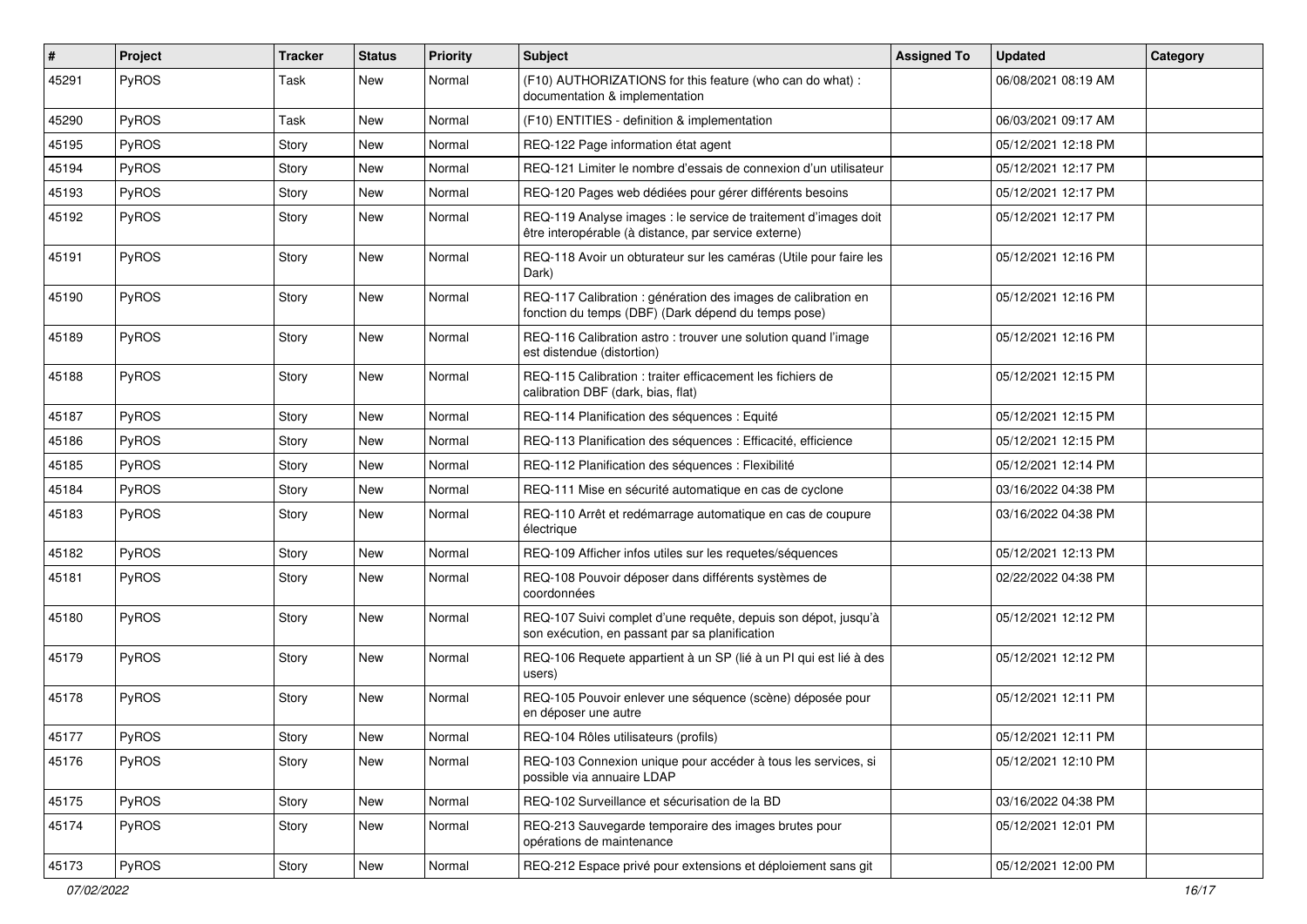| # | Project | Tracker | Status | Priority | Subject | Assigned To | Updated | Category |
|---|---|---|---|---|---|---|---|---|
| 45291 | PyROS | Task | New | Normal | (F10) AUTHORIZATIONS for this feature (who can do what) : documentation & implementation | | 06/08/2021 08:19 AM | |
| 45290 | PyROS | Task | New | Normal | (F10) ENTITIES - definition & implementation | | 06/03/2021 09:17 AM | |
| 45195 | PyROS | Story | New | Normal | REQ-122 Page information état agent | | 05/12/2021 12:18 PM | |
| 45194 | PyROS | Story | New | Normal | REQ-121 Limiter le nombre d'essais de connexion d'un utilisateur | | 05/12/2021 12:17 PM | |
| 45193 | PyROS | Story | New | Normal | REQ-120 Pages web dédiées pour gérer différents besoins | | 05/12/2021 12:17 PM | |
| 45192 | PyROS | Story | New | Normal | REQ-119 Analyse images : le service de traitement d'images doit être interopérable (à distance, par service externe) | | 05/12/2021 12:17 PM | |
| 45191 | PyROS | Story | New | Normal | REQ-118 Avoir un obturateur sur les caméras (Utile pour faire les Dark) | | 05/12/2021 12:16 PM | |
| 45190 | PyROS | Story | New | Normal | REQ-117 Calibration : génération des images de calibration en fonction du temps (DBF) (Dark dépend du temps pose) | | 05/12/2021 12:16 PM | |
| 45189 | PyROS | Story | New | Normal | REQ-116 Calibration astro : trouver une solution quand l'image est distendue (distortion) | | 05/12/2021 12:16 PM | |
| 45188 | PyROS | Story | New | Normal | REQ-115 Calibration : traiter efficacement les fichiers de calibration DBF (dark, bias, flat) | | 05/12/2021 12:15 PM | |
| 45187 | PyROS | Story | New | Normal | REQ-114 Planification des séquences : Equité | | 05/12/2021 12:15 PM | |
| 45186 | PyROS | Story | New | Normal | REQ-113 Planification des séquences : Efficacité, efficience | | 05/12/2021 12:15 PM | |
| 45185 | PyROS | Story | New | Normal | REQ-112 Planification des séquences : Flexibilité | | 05/12/2021 12:14 PM | |
| 45184 | PyROS | Story | New | Normal | REQ-111 Mise en sécurité automatique en cas de cyclone | | 03/16/2022 04:38 PM | |
| 45183 | PyROS | Story | New | Normal | REQ-110 Arrêt et redémarrage automatique en cas de coupure électrique | | 03/16/2022 04:38 PM | |
| 45182 | PyROS | Story | New | Normal | REQ-109 Afficher infos utiles sur les requetes/séquences | | 05/12/2021 12:13 PM | |
| 45181 | PyROS | Story | New | Normal | REQ-108 Pouvoir déposer dans différents systèmes de coordonnées | | 02/22/2022 04:38 PM | |
| 45180 | PyROS | Story | New | Normal | REQ-107 Suivi complet d'une requête, depuis son dépot, jusqu'à son exécution, en passant par sa planification | | 05/12/2021 12:12 PM | |
| 45179 | PyROS | Story | New | Normal | REQ-106 Requete appartient à un SP (lié à un PI qui est lié à des users) | | 05/12/2021 12:12 PM | |
| 45178 | PyROS | Story | New | Normal | REQ-105 Pouvoir enlever une séquence (scène) déposée pour en déposer une autre | | 05/12/2021 12:11 PM | |
| 45177 | PyROS | Story | New | Normal | REQ-104 Rôles utilisateurs (profils) | | 05/12/2021 12:11 PM | |
| 45176 | PyROS | Story | New | Normal | REQ-103 Connexion unique pour accéder à tous les services, si possible via annuaire LDAP | | 05/12/2021 12:10 PM | |
| 45175 | PyROS | Story | New | Normal | REQ-102 Surveillance et sécurisation de la BD | | 03/16/2022 04:38 PM | |
| 45174 | PyROS | Story | New | Normal | REQ-213 Sauvegarde temporaire des images brutes pour opérations de maintenance | | 05/12/2021 12:01 PM | |
| 45173 | PyROS | Story | New | Normal | REQ-212 Espace privé pour extensions et déploiement sans git | | 05/12/2021 12:00 PM | |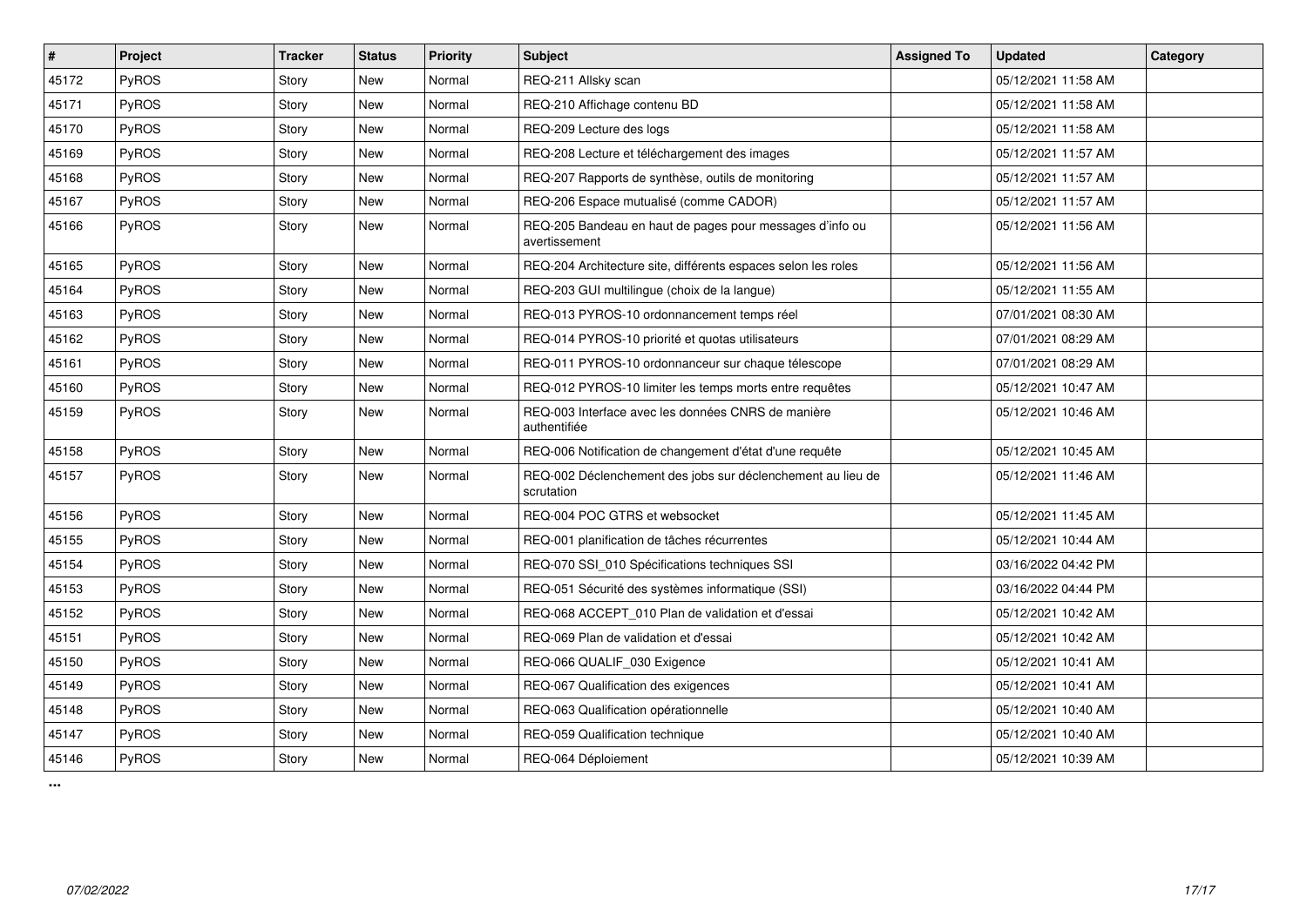| # | Project | Tracker | Status | Priority | Subject | Assigned To | Updated | Category |
|---|---|---|---|---|---|---|---|---|
| 45172 | PyROS | Story | New | Normal | REQ-211 Allsky scan | | 05/12/2021 11:58 AM | |
| 45171 | PyROS | Story | New | Normal | REQ-210 Affichage contenu BD | | 05/12/2021 11:58 AM | |
| 45170 | PyROS | Story | New | Normal | REQ-209 Lecture des logs | | 05/12/2021 11:58 AM | |
| 45169 | PyROS | Story | New | Normal | REQ-208 Lecture et téléchargement des images | | 05/12/2021 11:57 AM | |
| 45168 | PyROS | Story | New | Normal | REQ-207 Rapports de synthèse, outils de monitoring | | 05/12/2021 11:57 AM | |
| 45167 | PyROS | Story | New | Normal | REQ-206 Espace mutualisé (comme CADOR) | | 05/12/2021 11:57 AM | |
| 45166 | PyROS | Story | New | Normal | REQ-205 Bandeau en haut de pages pour messages d'info ou avertissement | | 05/12/2021 11:56 AM | |
| 45165 | PyROS | Story | New | Normal | REQ-204 Architecture site, différents espaces selon les roles | | 05/12/2021 11:56 AM | |
| 45164 | PyROS | Story | New | Normal | REQ-203 GUI multilingue (choix de la langue) | | 05/12/2021 11:55 AM | |
| 45163 | PyROS | Story | New | Normal | REQ-013 PYROS-10 ordonnancement temps réel | | 07/01/2021 08:30 AM | |
| 45162 | PyROS | Story | New | Normal | REQ-014 PYROS-10 priorité et quotas utilisateurs | | 07/01/2021 08:29 AM | |
| 45161 | PyROS | Story | New | Normal | REQ-011 PYROS-10 ordonnanceur sur chaque télescope | | 07/01/2021 08:29 AM | |
| 45160 | PyROS | Story | New | Normal | REQ-012 PYROS-10 limiter les temps morts entre requêtes | | 05/12/2021 10:47 AM | |
| 45159 | PyROS | Story | New | Normal | REQ-003 Interface avec les données CNRS de manière authentifiée | | 05/12/2021 10:46 AM | |
| 45158 | PyROS | Story | New | Normal | REQ-006 Notification de changement d'état d'une requête | | 05/12/2021 10:45 AM | |
| 45157 | PyROS | Story | New | Normal | REQ-002 Déclenchement des jobs sur déclenchement au lieu de scrutation | | 05/12/2021 11:46 AM | |
| 45156 | PyROS | Story | New | Normal | REQ-004 POC GTRS et websocket | | 05/12/2021 11:45 AM | |
| 45155 | PyROS | Story | New | Normal | REQ-001 planification de tâches récurrentes | | 05/12/2021 10:44 AM | |
| 45154 | PyROS | Story | New | Normal | REQ-070 SSI_010 Spécifications techniques SSI | | 03/16/2022 04:42 PM | |
| 45153 | PyROS | Story | New | Normal | REQ-051 Sécurité des systèmes informatique (SSI) | | 03/16/2022 04:44 PM | |
| 45152 | PyROS | Story | New | Normal | REQ-068 ACCEPT_010 Plan de validation et d'essai | | 05/12/2021 10:42 AM | |
| 45151 | PyROS | Story | New | Normal | REQ-069 Plan de validation et d'essai | | 05/12/2021 10:42 AM | |
| 45150 | PyROS | Story | New | Normal | REQ-066 QUALIF_030 Exigence | | 05/12/2021 10:41 AM | |
| 45149 | PyROS | Story | New | Normal | REQ-067 Qualification des exigences | | 05/12/2021 10:41 AM | |
| 45148 | PyROS | Story | New | Normal | REQ-063 Qualification opérationnelle | | 05/12/2021 10:40 AM | |
| 45147 | PyROS | Story | New | Normal | REQ-059 Qualification technique | | 05/12/2021 10:40 AM | |
| 45146 | PyROS | Story | New | Normal | REQ-064 Déploiement | | 05/12/2021 10:39 AM | |

...